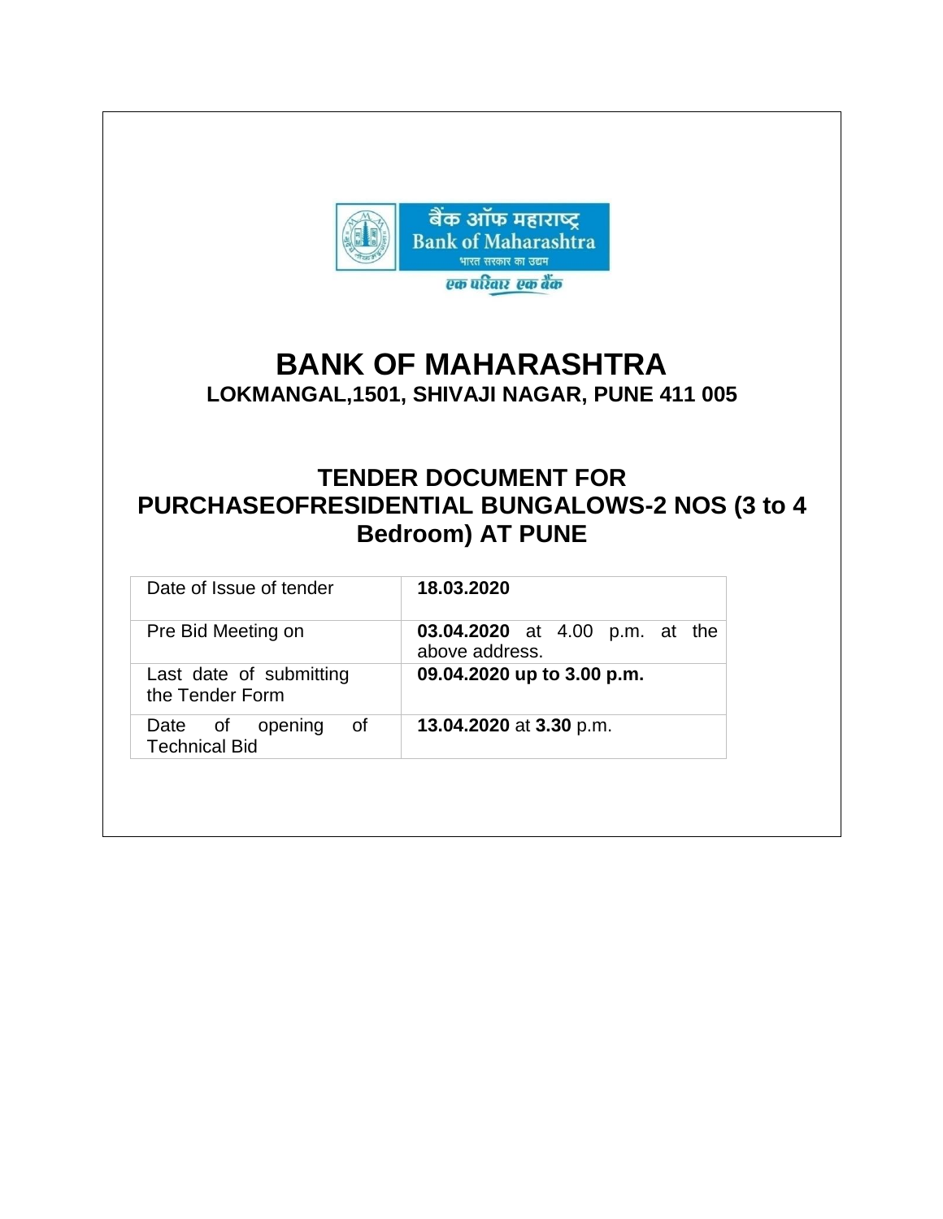# BANK OF MAHARASHTRA

## LOKMANGAL,1501, SHIVAJI NAGAR, PUNE 411 005

## TENDER DOCUMENT FOR PURCHASEOFRESIDENTIAL BUNGALOWS-2 NOS (3 to 4 Bedroom) AT PUNE

| Date of Issue of tender | **18.03.2020** |
|---|---|
| Pre Bid Meeting on | **03.04.2020** at 4.00 p.m. at the above address. |
| Last date of submitting the Tender Form | **09.04.2020 up to 3.00 p.m.** |
| Date of opening of Technical Bid | **13.04.2020** at **3.30** p.m. |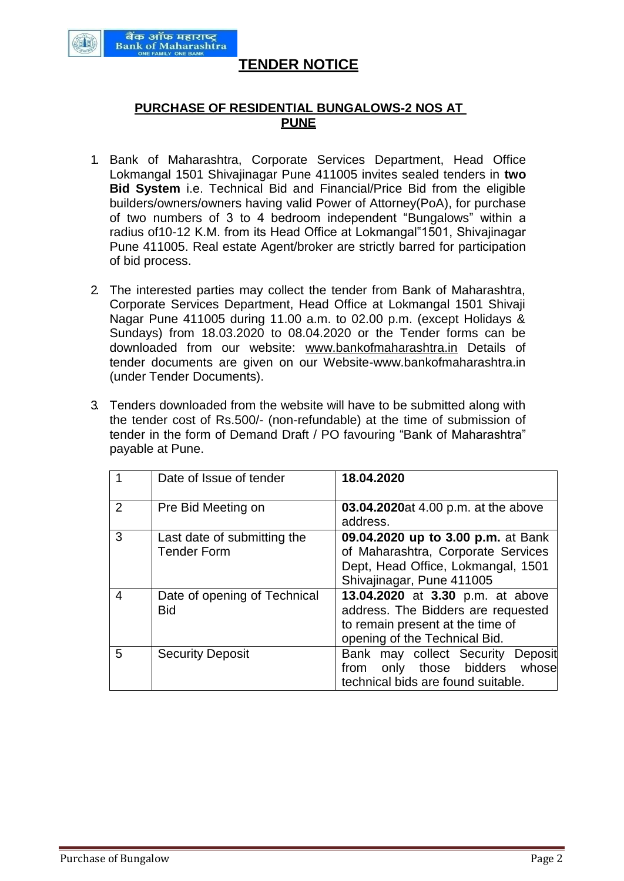# TENDER NOTICE

## PURCHASE OF RESIDENTIAL BUNGALOWS-2 NOS AT PUNE

1. Bank of Maharashtra, Corporate Services Department, Head Office Lokmangal 1501 Shivajinagar Pune 411005 invites sealed tenders in **two Bid System** i.e. Technical Bid and Financial/Price Bid from the eligible builders/owners/owners having valid Power of Attorney(PoA), for purchase of two numbers of 3 to 4 bedroom independent "Bungalows" within a radius of10-12 K.M. from its Head Office at Lokmangal"1501, Shivajinagar Pune 411005. Real estate Agent/broker are strictly barred for participation of bid process.

2. The interested parties may collect the tender from Bank of Maharashtra, Corporate Services Department, Head Office at Lokmangal 1501 Shivaji Nagar Pune 411005 during 11.00 a.m. to 02.00 p.m. (except Holidays & Sundays) from 18.03.2020 to 08.04.2020 or the Tender forms can be downloaded from our website: www.bankofmaharashtra.in Details of tender documents are given on our Website-www.bankofmaharashtra.in (under Tender Documents).

3. Tenders downloaded from the website will have to be submitted along with the tender cost of Rs.500/- (non-refundable) at the time of submission of tender in the form of Demand Draft / PO favouring "Bank of Maharashtra" payable at Pune.

| | | |
|---|---|---|
| 1 | Date of Issue of tender | **18.04.2020** |
| 2 | Pre Bid Meeting on | **03.04.2020**at 4.00 p.m. at the above address. |
| 3 | Last date of submitting the Tender Form | **09.04.2020 up to 3.00 p.m.** at Bank of Maharashtra, Corporate Services Dept, Head Office, Lokmangal, 1501 Shivajinagar, Pune 411005 |
| 4 | Date of opening of Technical Bid | **13.04.2020** at **3.30** p.m. at above address. The Bidders are requested to remain present at the time of opening of the Technical Bid. |
| 5 | Security Deposit | Bank may collect Security Deposit from only those bidders whose technical bids are found suitable. |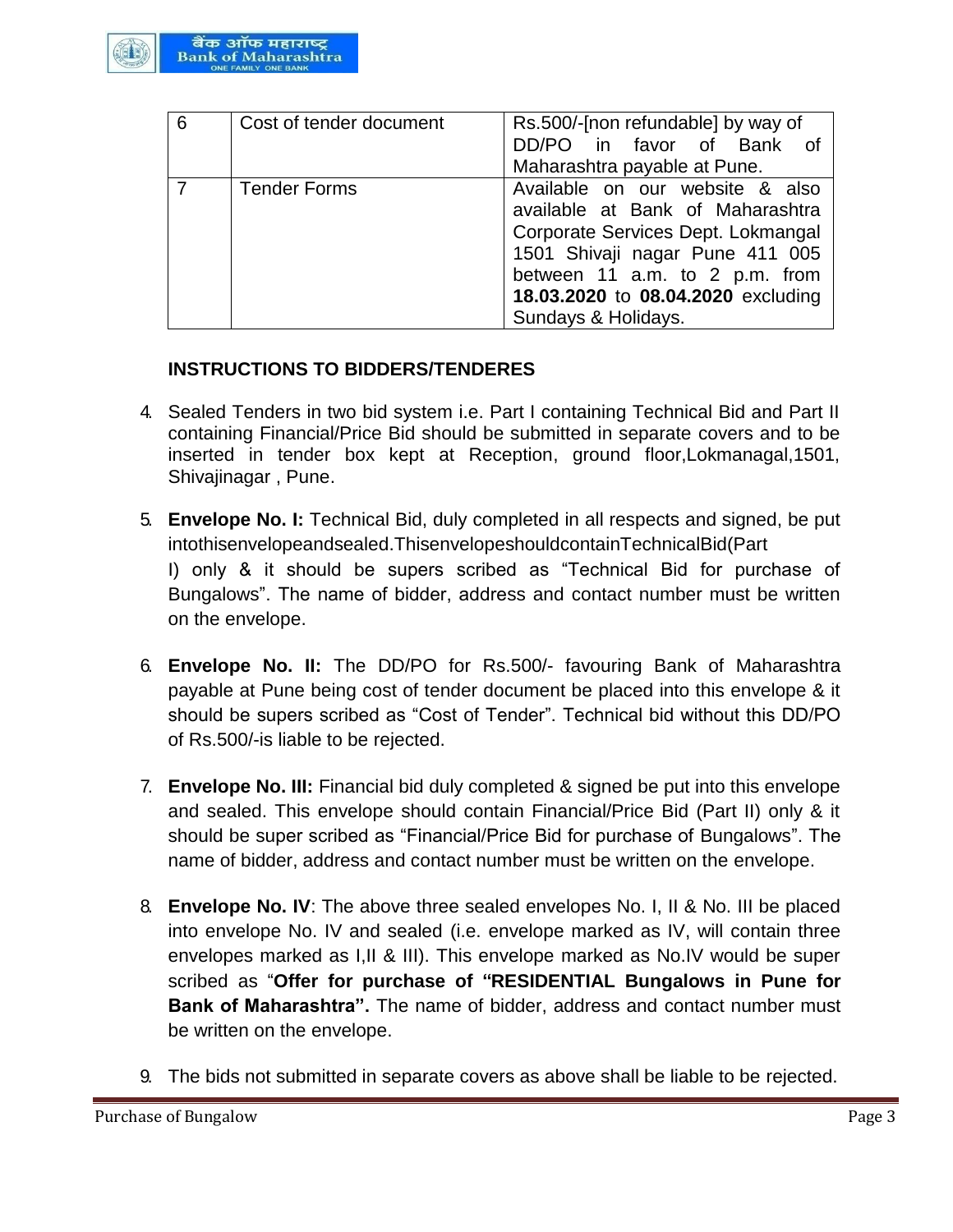| 6 | Cost of tender document | Rs.500/-[non refundable] by way of DD/PO in favor of Bank of Maharashtra payable at Pune. |
|---|---|---|
| 7 | Tender Forms | Available on our website & also available at Bank of Maharashtra Corporate Services Dept. Lokmangal 1501 Shivaji nagar Pune 411 005 between 11 a.m. to 2 p.m. from **18.03.2020** to **08.04.2020** excluding Sundays & Holidays. |

**INSTRUCTIONS TO BIDDERS/TENDERES**

4. Sealed Tenders in two bid system i.e. Part I containing Technical Bid and Part II containing Financial/Price Bid should be submitted in separate covers and to be inserted in tender box kept at Reception, ground floor,Lokmanagal,1501, Shivajinagar , Pune.

5. **Envelope No. I:** Technical Bid, duly completed in all respects and signed, be put intothisenvelopeandsealed.ThisenvelopeshouldcontainTechnicalBid(Part I) only & it should be supers scribed as "Technical Bid for purchase of Bungalows". The name of bidder, address and contact number must be written on the envelope.

6. **Envelope No. II:** The DD/PO for Rs.500/- favouring Bank of Maharashtra payable at Pune being cost of tender document be placed into this envelope & it should be supers scribed as "Cost of Tender". Technical bid without this DD/PO of Rs.500/-is liable to be rejected.

7. **Envelope No. III:** Financial bid duly completed & signed be put into this envelope and sealed. This envelope should contain Financial/Price Bid (Part II) only & it should be super scribed as "Financial/Price Bid for purchase of Bungalows". The name of bidder, address and contact number must be written on the envelope.

8. **Envelope No. IV**: The above three sealed envelopes No. I, II & No. III be placed into envelope No. IV and sealed (i.e. envelope marked as IV, will contain three envelopes marked as I,II & III). This envelope marked as No.IV would be super scribed as "**Offer for purchase of "RESIDENTIAL Bungalows in Pune for Bank of Maharashtra".** The name of bidder, address and contact number must be written on the envelope.

9. The bids not submitted in separate covers as above shall be liable to be rejected.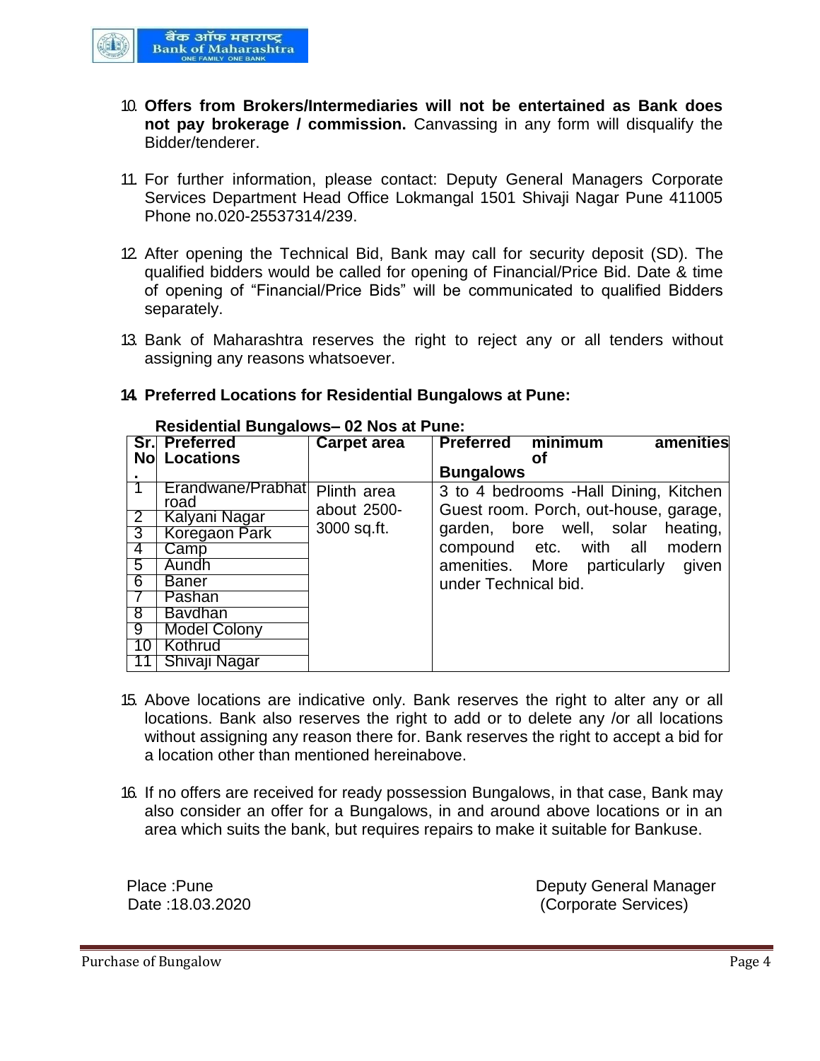10. **Offers from Brokers/Intermediaries will not be entertained as Bank does not pay brokerage / commission.** Canvassing in any form will disqualify the Bidder/tenderer.

11. For further information, please contact: Deputy General Managers Corporate Services Department Head Office Lokmangal 1501 Shivaji Nagar Pune 411005 Phone no.020-25537314/239.

12. After opening the Technical Bid, Bank may call for security deposit (SD). The qualified bidders would be called for opening of Financial/Price Bid. Date & time of opening of "Financial/Price Bids" will be communicated to qualified Bidders separately.

13. Bank of Maharashtra reserves the right to reject any or all tenders without assigning any reasons whatsoever.

14. **Preferred Locations for Residential Bungalows at Pune:**

**Residential Bungalows– 02 Nos at Pune:**

| Sr. No. | Preferred Locations | Carpet area | Preferred minimum amenities of Bungalows |
|---|---|---|---|
| 1 | Erandwane/Prabhat road | Plinth area about 2500-3000 sq.ft. | 3 to 4 bedrooms -Hall Dining, Kitchen Guest room. Porch, out-house, garage, garden, bore well, solar heating, compound etc. with all modern amenities. More particularly given under Technical bid. |
| 2 | Kalyani Nagar | | |
| 3 | Koregaon Park | | |
| 4 | Camp | | |
| 5 | Aundh | | |
| 6 | Baner | | |
| 7 | Pashan | | |
| 8 | Bavdhan | | |
| 9 | Model Colony | | |
| 10 | Kothrud | | |
| 11 | Shivaji Nagar | | |

15. Above locations are indicative only. Bank reserves the right to alter any or all locations. Bank also reserves the right to add or to delete any /or all locations without assigning any reason there for. Bank reserves the right to accept a bid for a location other than mentioned hereinabove.

16. If no offers are received for ready possession Bungalows, in that case, Bank may also consider an offer for a Bungalows, in and around above locations or in an area which suits the bank, but requires repairs to make it suitable for Bankuse.

Place :Pune
Date :18.03.2020

Deputy General Manager
(Corporate Services)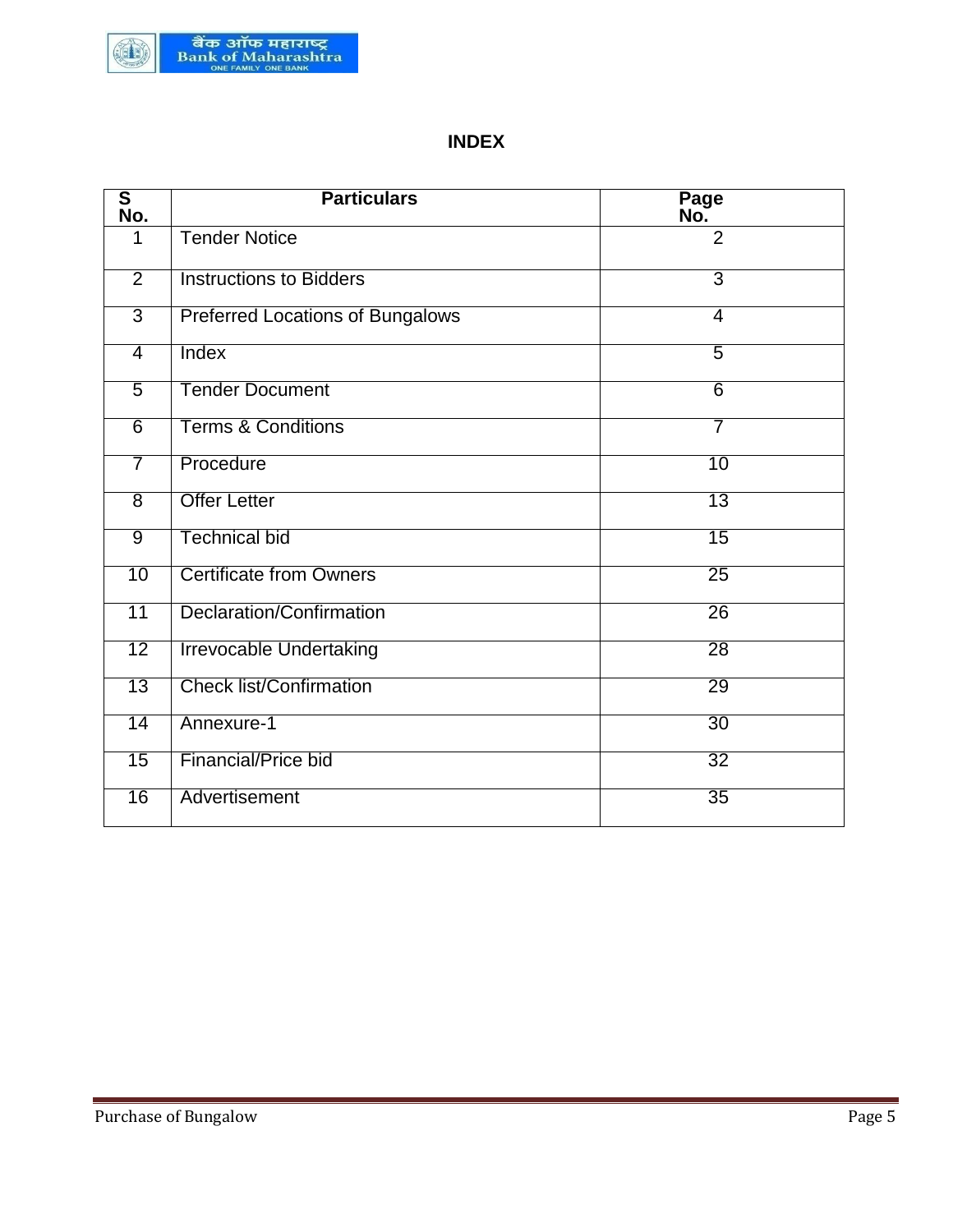# INDEX

| S No. | Particulars | Page No. |
|---|---|---|
| 1 | Tender Notice | 2 |
| 2 | Instructions to Bidders | 3 |
| 3 | Preferred Locations of Bungalows | 4 |
| 4 | Index | 5 |
| 5 | Tender Document | 6 |
| 6 | Terms & Conditions | 7 |
| 7 | Procedure | 10 |
| 8 | Offer Letter | 13 |
| 9 | Technical bid | 15 |
| 10 | Certificate from Owners | 25 |
| 11 | Declaration/Confirmation | 26 |
| 12 | Irrevocable Undertaking | 28 |
| 13 | Check list/Confirmation | 29 |
| 14 | Annexure-1 | 30 |
| 15 | Financial/Price bid | 32 |
| 16 | Advertisement | 35 |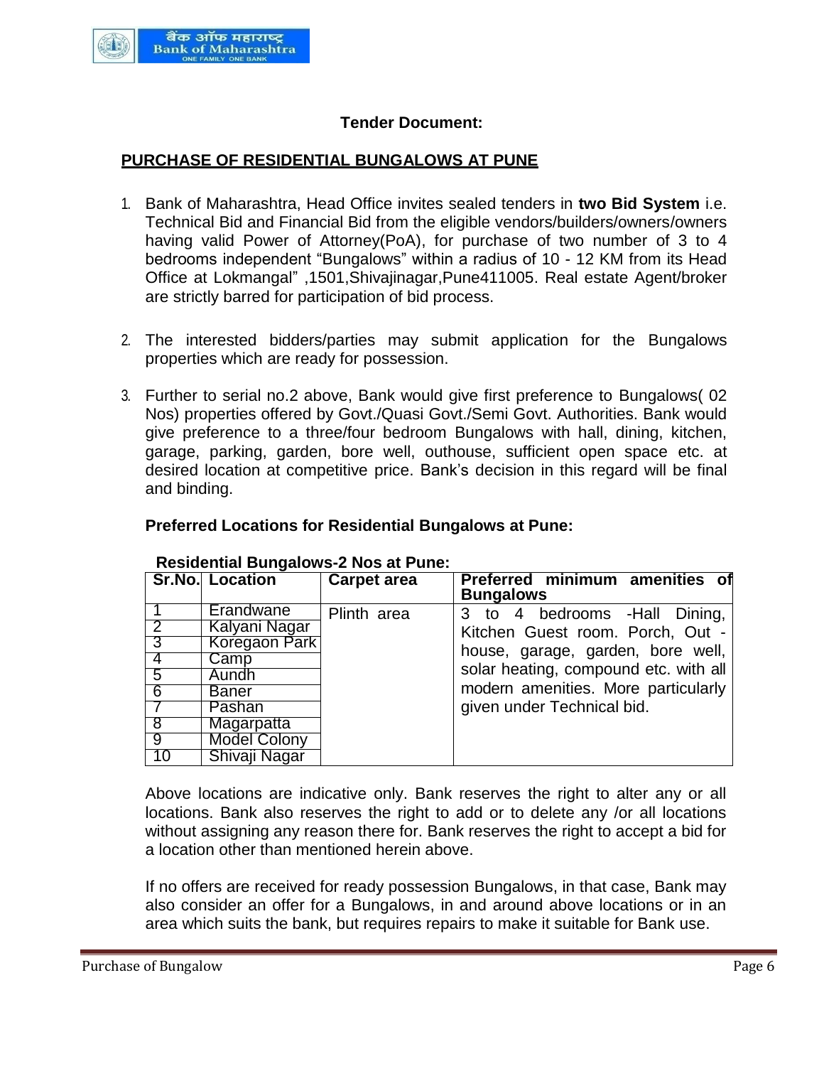**Tender Document:**

## PURCHASE OF RESIDENTIAL BUNGALOWS AT PUNE

1. Bank of Maharashtra, Head Office invites sealed tenders in **two Bid System** i.e. Technical Bid and Financial Bid from the eligible vendors/builders/owners/owners having valid Power of Attorney(PoA), for purchase of two number of 3 to 4 bedrooms independent "Bungalows" within a radius of 10 - 12 KM from its Head Office at Lokmangal" ,1501,Shivajinagar,Pune411005. Real estate Agent/broker are strictly barred for participation of bid process.

2. The interested bidders/parties may submit application for the Bungalows properties which are ready for possession.

3. Further to serial no.2 above, Bank would give first preference to Bungalows( 02 Nos) properties offered by Govt./Quasi Govt./Semi Govt. Authorities. Bank would give preference to a three/four bedroom Bungalows with hall, dining, kitchen, garage, parking, garden, bore well, outhouse, sufficient open space etc. at desired location at competitive price. Bank's decision in this regard will be final and binding.

**Preferred Locations for Residential Bungalows at Pune:**

**Residential Bungalows-2 Nos at Pune:**

| Sr.No. | Location | Carpet area | Preferred minimum amenities of Bungalows |
|---|---|---|---|
| 1 | Erandwane | Plinth area | 3 to 4 bedrooms -Hall Dining, Kitchen Guest room. Porch, Out -house, garage, garden, bore well, solar heating, compound etc. with all modern amenities. More particularly given under Technical bid. |
| 2 | Kalyani Nagar | | |
| 3 | Koregaon Park | | |
| 4 | Camp | | |
| 5 | Aundh | | |
| 6 | Baner | | |
| 7 | Pashan | | |
| 8 | Magarpatta | | |
| 9 | Model Colony | | |
| 10 | Shivaji Nagar | | |

Above locations are indicative only. Bank reserves the right to alter any or all locations. Bank also reserves the right to add or to delete any /or all locations without assigning any reason there for. Bank reserves the right to accept a bid for a location other than mentioned herein above.

If no offers are received for ready possession Bungalows, in that case, Bank may also consider an offer for a Bungalows, in and around above locations or in an area which suits the bank, but requires repairs to make it suitable for Bank use.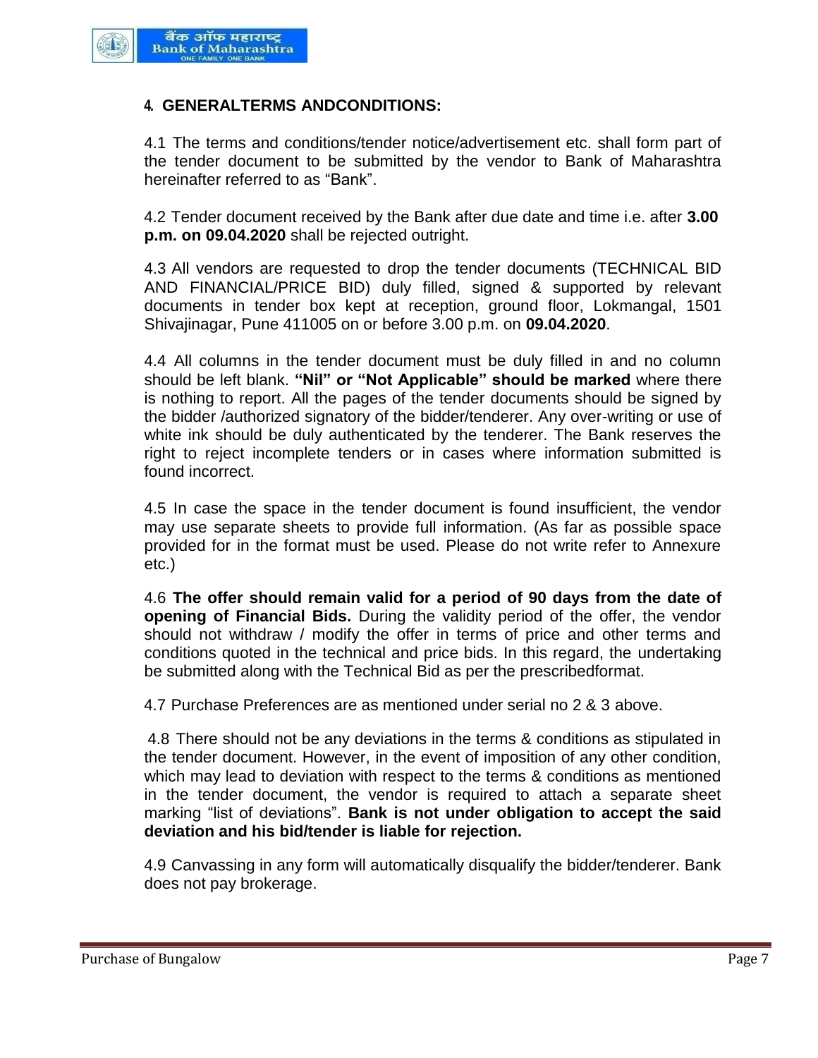## 4. GENERALTERMS ANDCONDITIONS:

4.1 The terms and conditions/tender notice/advertisement etc. shall form part of the tender document to be submitted by the vendor to Bank of Maharashtra hereinafter referred to as "Bank".

4.2 Tender document received by the Bank after due date and time i.e. after **3.00 p.m. on 09.04.2020** shall be rejected outright.

4.3 All vendors are requested to drop the tender documents (TECHNICAL BID AND FINANCIAL/PRICE BID) duly filled, signed & supported by relevant documents in tender box kept at reception, ground floor, Lokmangal, 1501 Shivajinagar, Pune 411005 on or before 3.00 p.m. on **09.04.2020**.

4.4 All columns in the tender document must be duly filled in and no column should be left blank. **"Nil" or "Not Applicable" should be marked** where there is nothing to report. All the pages of the tender documents should be signed by the bidder /authorized signatory of the bidder/tenderer. Any over-writing or use of white ink should be duly authenticated by the tenderer. The Bank reserves the right to reject incomplete tenders or in cases where information submitted is found incorrect.

4.5 In case the space in the tender document is found insufficient, the vendor may use separate sheets to provide full information. (As far as possible space provided for in the format must be used. Please do not write refer to Annexure etc.)

4.6 **The offer should remain valid for a period of 90 days from the date of opening of Financial Bids.** During the validity period of the offer, the vendor should not withdraw / modify the offer in terms of price and other terms and conditions quoted in the technical and price bids. In this regard, the undertaking be submitted along with the Technical Bid as per the prescribedformat.

4.7 Purchase Preferences are as mentioned under serial no 2 & 3 above.

4.8 There should not be any deviations in the terms & conditions as stipulated in the tender document. However, in the event of imposition of any other condition, which may lead to deviation with respect to the terms & conditions as mentioned in the tender document, the vendor is required to attach a separate sheet marking "list of deviations". **Bank is not under obligation to accept the said deviation and his bid/tender is liable for rejection.**

4.9 Canvassing in any form will automatically disqualify the bidder/tenderer. Bank does not pay brokerage.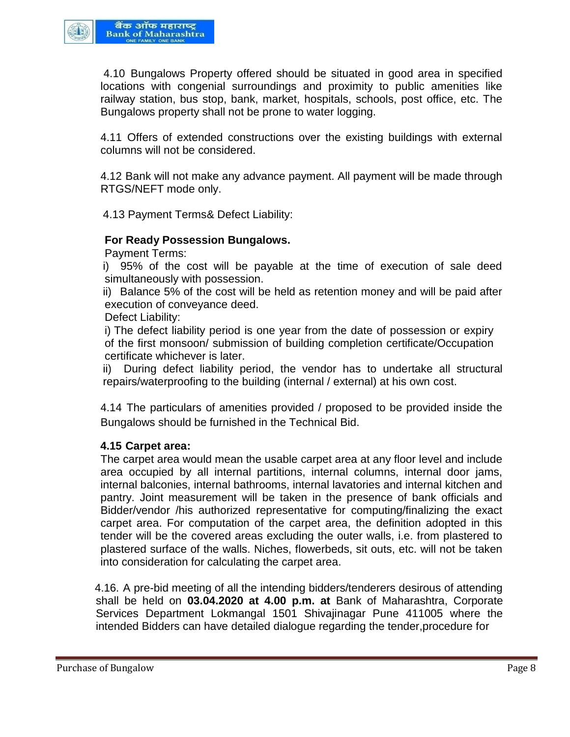4.10 Bungalows Property offered should be situated in good area in specified locations with congenial surroundings and proximity to public amenities like railway station, bus stop, bank, market, hospitals, schools, post office, etc. The Bungalows property shall not be prone to water logging.

4.11 Offers of extended constructions over the existing buildings with external columns will not be considered.

4.12 Bank will not make any advance payment. All payment will be made through RTGS/NEFT mode only.

4.13 Payment Terms& Defect Liability:

**For Ready Possession Bungalows.**

Payment Terms:

i) 95% of the cost will be payable at the time of execution of sale deed simultaneously with possession.

ii) Balance 5% of the cost will be held as retention money and will be paid after execution of conveyance deed.

Defect Liability:

i) The defect liability period is one year from the date of possession or expiry of the first monsoon/ submission of building completion certificate/Occupation certificate whichever is later.

ii) During defect liability period, the vendor has to undertake all structural repairs/waterproofing to the building (internal / external) at his own cost.

4.14 The particulars of amenities provided / proposed to be provided inside the Bungalows should be furnished in the Technical Bid.

**4.15 Carpet area:**

The carpet area would mean the usable carpet area at any floor level and include area occupied by all internal partitions, internal columns, internal door jams, internal balconies, internal bathrooms, internal lavatories and internal kitchen and pantry. Joint measurement will be taken in the presence of bank officials and Bidder/vendor /his authorized representative for computing/finalizing the exact carpet area. For computation of the carpet area, the definition adopted in this tender will be the covered areas excluding the outer walls, i.e. from plastered to plastered surface of the walls. Niches, flowerbeds, sit outs, etc. will not be taken into consideration for calculating the carpet area.

4.16. A pre-bid meeting of all the intending bidders/tenderers desirous of attending shall be held on **03.04.2020 at 4.00 p.m. at** Bank of Maharashtra, Corporate Services Department Lokmangal 1501 Shivajinagar Pune 411005 where the intended Bidders can have detailed dialogue regarding the tender,procedure for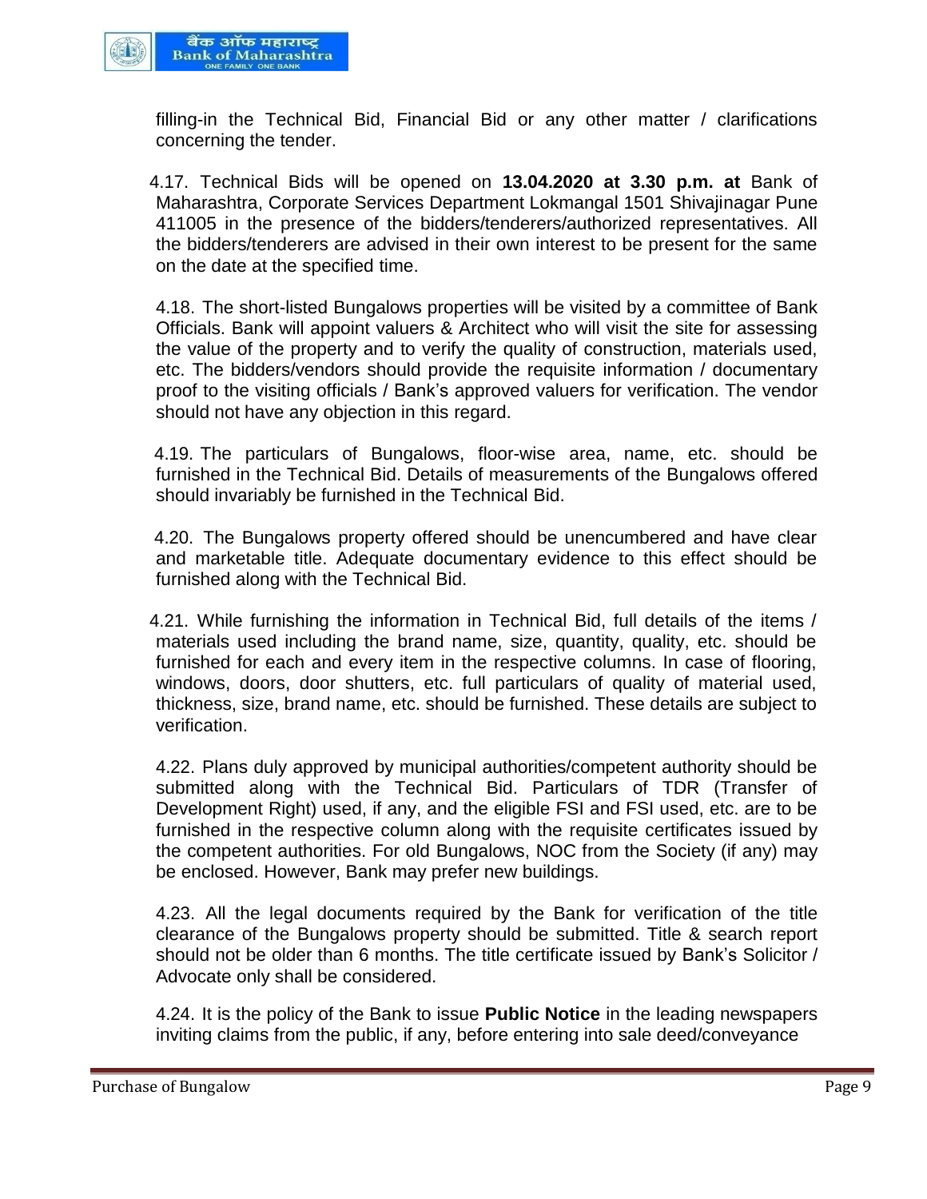filling-in the Technical Bid, Financial Bid or any other matter / clarifications concerning the tender.

4.17. Technical Bids will be opened on **13.04.2020 at 3.30 p.m. at** Bank of Maharashtra, Corporate Services Department Lokmangal 1501 Shivajinagar Pune 411005 in the presence of the bidders/tenderers/authorized representatives. All the bidders/tenderers are advised in their own interest to be present for the same on the date at the specified time.

4.18. The short-listed Bungalows properties will be visited by a committee of Bank Officials. Bank will appoint valuers & Architect who will visit the site for assessing the value of the property and to verify the quality of construction, materials used, etc. The bidders/vendors should provide the requisite information / documentary proof to the visiting officials / Bank's approved valuers for verification. The vendor should not have any objection in this regard.

4.19. The particulars of Bungalows, floor-wise area, name, etc. should be furnished in the Technical Bid. Details of measurements of the Bungalows offered should invariably be furnished in the Technical Bid.

4.20. The Bungalows property offered should be unencumbered and have clear and marketable title. Adequate documentary evidence to this effect should be furnished along with the Technical Bid.

4.21. While furnishing the information in Technical Bid, full details of the items / materials used including the brand name, size, quantity, quality, etc. should be furnished for each and every item in the respective columns. In case of flooring, windows, doors, door shutters, etc. full particulars of quality of material used, thickness, size, brand name, etc. should be furnished. These details are subject to verification.

4.22. Plans duly approved by municipal authorities/competent authority should be submitted along with the Technical Bid. Particulars of TDR (Transfer of Development Right) used, if any, and the eligible FSI and FSI used, etc. are to be furnished in the respective column along with the requisite certificates issued by the competent authorities. For old Bungalows, NOC from the Society (if any) may be enclosed. However, Bank may prefer new buildings.

4.23. All the legal documents required by the Bank for verification of the title clearance of the Bungalows property should be submitted. Title & search report should not be older than 6 months. The title certificate issued by Bank's Solicitor / Advocate only shall be considered.

4.24. It is the policy of the Bank to issue **Public Notice** in the leading newspapers inviting claims from the public, if any, before entering into sale deed/conveyance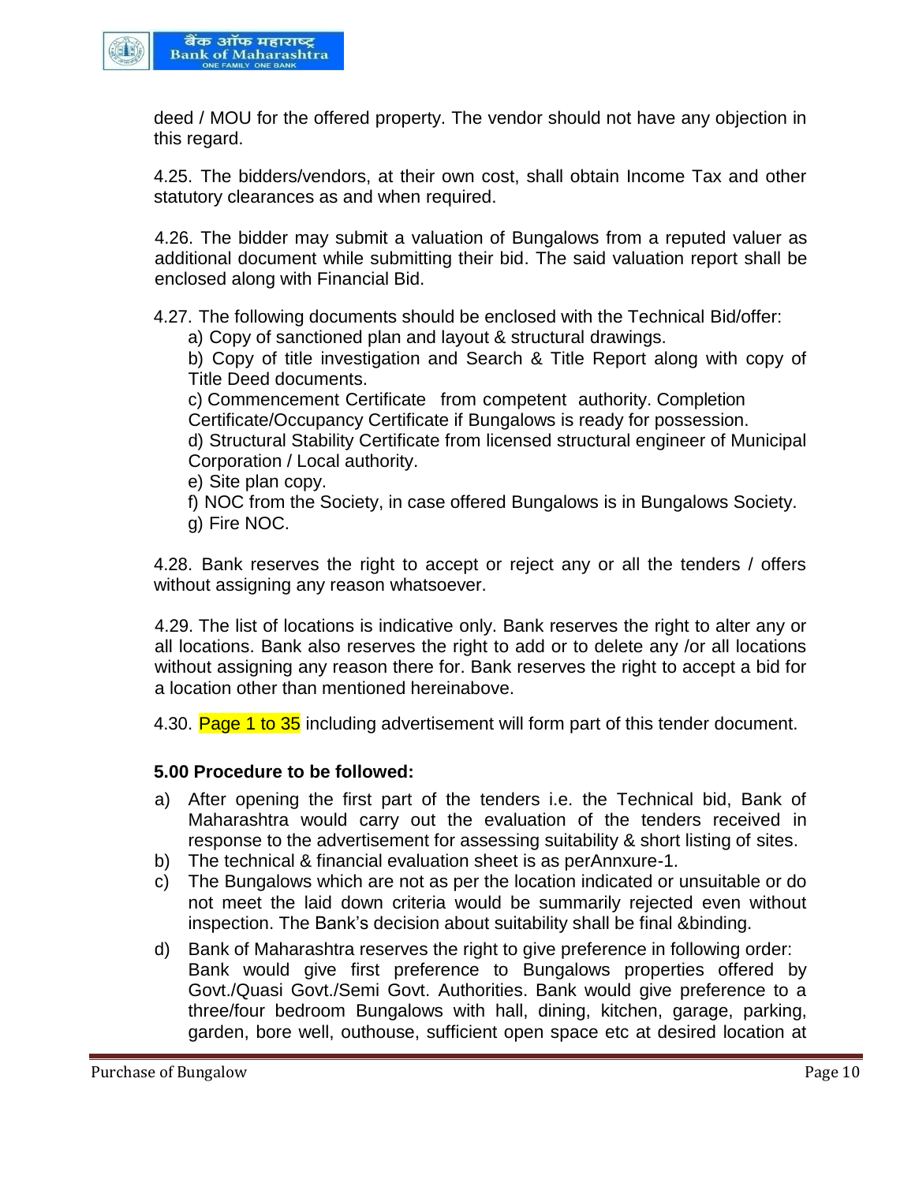deed / MOU for the offered property. The vendor should not have any objection in this regard.

4.25. The bidders/vendors, at their own cost, shall obtain Income Tax and other statutory clearances as and when required.

4.26. The bidder may submit a valuation of Bungalows from a reputed valuer as additional document while submitting their bid. The said valuation report shall be enclosed along with Financial Bid.

4.27. The following documents should be enclosed with the Technical Bid/offer:

a) Copy of sanctioned plan and layout & structural drawings.

b) Copy of title investigation and Search & Title Report along with copy of Title Deed documents.

c) Commencement Certificate from competent authority. Completion Certificate/Occupancy Certificate if Bungalows is ready for possession.

d) Structural Stability Certificate from licensed structural engineer of Municipal Corporation / Local authority.

e) Site plan copy.

f) NOC from the Society, in case offered Bungalows is in Bungalows Society.

g) Fire NOC.

4.28. Bank reserves the right to accept or reject any or all the tenders / offers without assigning any reason whatsoever.

4.29. The list of locations is indicative only. Bank reserves the right to alter any or all locations. Bank also reserves the right to add or to delete any /or all locations without assigning any reason there for. Bank reserves the right to accept a bid for a location other than mentioned hereinabove.

4.30. Page 1 to 35 including advertisement will form part of this tender document.

**5.00 Procedure to be followed:**

a) After opening the first part of the tenders i.e. the Technical bid, Bank of Maharashtra would carry out the evaluation of the tenders received in response to the advertisement for assessing suitability & short listing of sites.

b) The technical & financial evaluation sheet is as perAnnxure-1.

c) The Bungalows which are not as per the location indicated or unsuitable or do not meet the laid down criteria would be summarily rejected even without inspection. The Bank's decision about suitability shall be final &binding.

d) Bank of Maharashtra reserves the right to give preference in following order: Bank would give first preference to Bungalows properties offered by Govt./Quasi Govt./Semi Govt. Authorities. Bank would give preference to a three/four bedroom Bungalows with hall, dining, kitchen, garage, parking, garden, bore well, outhouse, sufficient open space etc at desired location at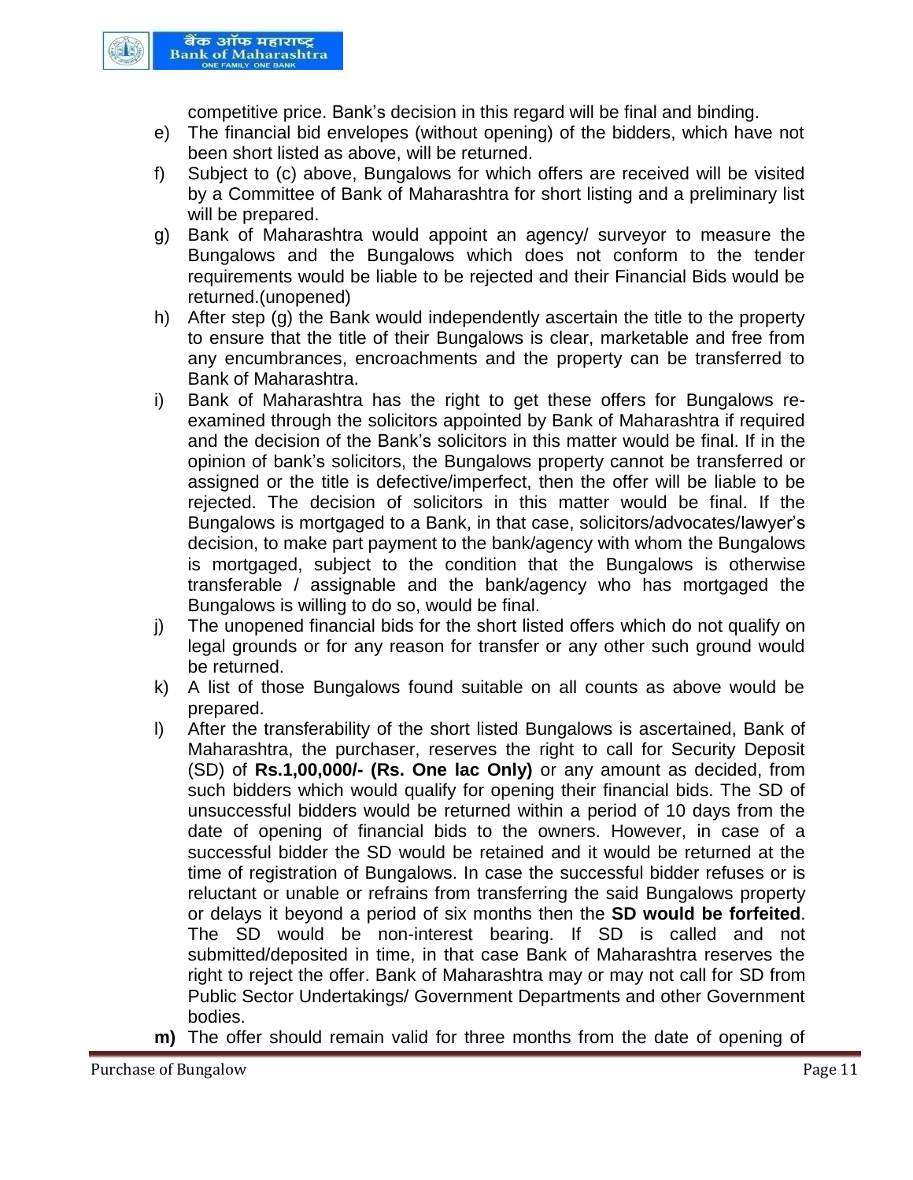competitive price. Bank's decision in this regard will be final and binding.

e) The financial bid envelopes (without opening) of the bidders, which have not been short listed as above, will be returned.

f) Subject to (c) above, Bungalows for which offers are received will be visited by a Committee of Bank of Maharashtra for short listing and a preliminary list will be prepared.

g) Bank of Maharashtra would appoint an agency/ surveyor to measure the Bungalows and the Bungalows which does not conform to the tender requirements would be liable to be rejected and their Financial Bids would be returned.(unopened)

h) After step (g) the Bank would independently ascertain the title to the property to ensure that the title of their Bungalows is clear, marketable and free from any encumbrances, encroachments and the property can be transferred to Bank of Maharashtra.

i) Bank of Maharashtra has the right to get these offers for Bungalows re-examined through the solicitors appointed by Bank of Maharashtra if required and the decision of the Bank's solicitors in this matter would be final. If in the opinion of bank's solicitors, the Bungalows property cannot be transferred or assigned or the title is defective/imperfect, then the offer will be liable to be rejected. The decision of solicitors in this matter would be final. If the Bungalows is mortgaged to a Bank, in that case, solicitors/advocates/lawyer's decision, to make part payment to the bank/agency with whom the Bungalows is mortgaged, subject to the condition that the Bungalows is otherwise transferable / assignable and the bank/agency who has mortgaged the Bungalows is willing to do so, would be final.

j) The unopened financial bids for the short listed offers which do not qualify on legal grounds or for any reason for transfer or any other such ground would be returned.

k) A list of those Bungalows found suitable on all counts as above would be prepared.

l) After the transferability of the short listed Bungalows is ascertained, Bank of Maharashtra, the purchaser, reserves the right to call for Security Deposit (SD) of **Rs.1,00,000/- (Rs. One lac Only)** or any amount as decided, from such bidders which would qualify for opening their financial bids. The SD of unsuccessful bidders would be returned within a period of 10 days from the date of opening of financial bids to the owners. However, in case of a successful bidder the SD would be retained and it would be returned at the time of registration of Bungalows. In case the successful bidder refuses or is reluctant or unable or refrains from transferring the said Bungalows property or delays it beyond a period of six months then the **SD would be forfeited**. The SD would be non-interest bearing. If SD is called and not submitted/deposited in time, in that case Bank of Maharashtra reserves the right to reject the offer. Bank of Maharashtra may or may not call for SD from Public Sector Undertakings/ Government Departments and other Government bodies.

**m)** The offer should remain valid for three months from the date of opening of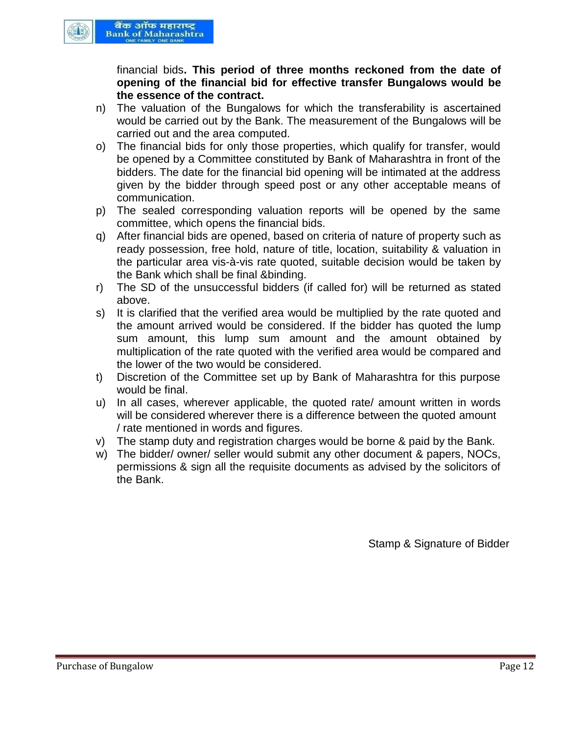financial bids**. This period of three months reckoned from the date of opening of the financial bid for effective transfer Bungalows would be the essence of the contract.**

n) The valuation of the Bungalows for which the transferability is ascertained would be carried out by the Bank. The measurement of the Bungalows will be carried out and the area computed.

o) The financial bids for only those properties, which qualify for transfer, would be opened by a Committee constituted by Bank of Maharashtra in front of the bidders. The date for the financial bid opening will be intimated at the address given by the bidder through speed post or any other acceptable means of communication.

p) The sealed corresponding valuation reports will be opened by the same committee, which opens the financial bids.

q) After financial bids are opened, based on criteria of nature of property such as ready possession, free hold, nature of title, location, suitability & valuation in the particular area vis-à-vis rate quoted, suitable decision would be taken by the Bank which shall be final &binding.

r) The SD of the unsuccessful bidders (if called for) will be returned as stated above.

s) It is clarified that the verified area would be multiplied by the rate quoted and the amount arrived would be considered. If the bidder has quoted the lump sum amount, this lump sum amount and the amount obtained by multiplication of the rate quoted with the verified area would be compared and the lower of the two would be considered.

t) Discretion of the Committee set up by Bank of Maharashtra for this purpose would be final.

u) In all cases, wherever applicable, the quoted rate/ amount written in words will be considered wherever there is a difference between the quoted amount / rate mentioned in words and figures.

v) The stamp duty and registration charges would be borne & paid by the Bank.

w) The bidder/ owner/ seller would submit any other document & papers, NOCs, permissions & sign all the requisite documents as advised by the solicitors of the Bank.

Stamp & Signature of Bidder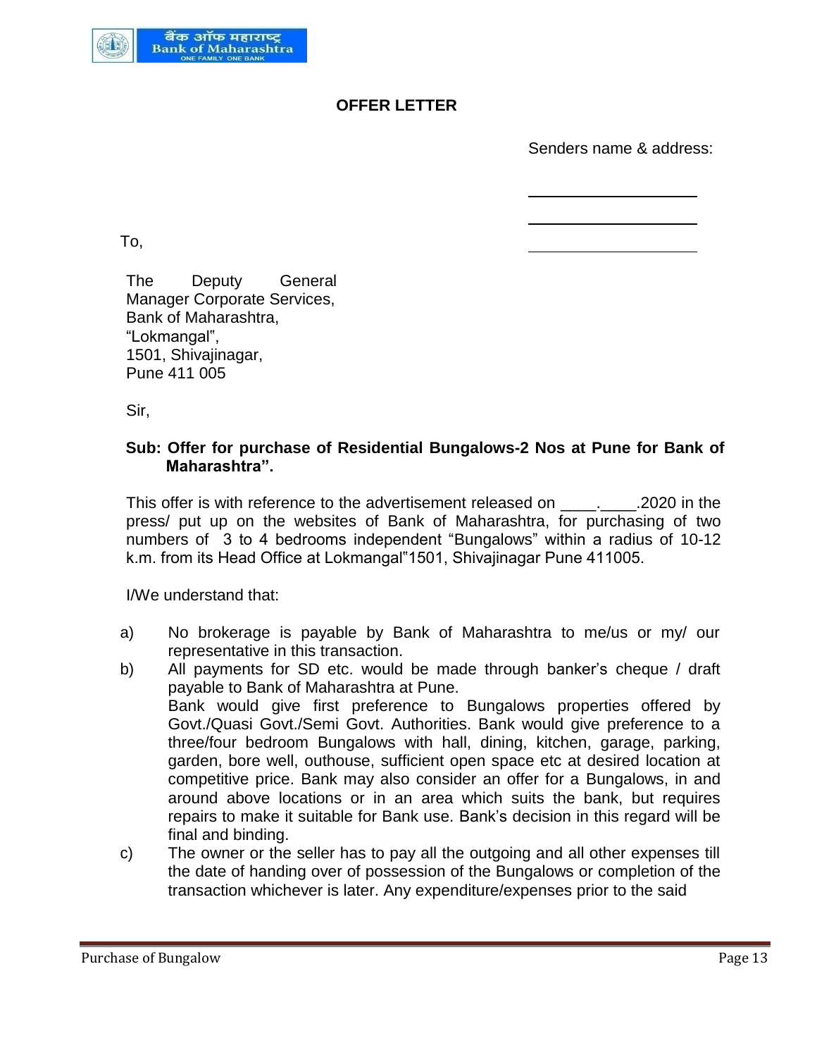## OFFER LETTER

Senders name & address:

\_\_\_\_\_\_\_\_\_\_\_\_\_\_\_\_\_\_\_\_

\_\_\_\_\_\_\_\_\_\_\_\_\_\_\_\_\_\_\_\_

\_\_\_\_\_\_\_\_\_\_\_\_\_\_\_\_\_\_\_\_

To,

The Deputy General Manager Corporate Services,
Bank of Maharashtra,
"Lokmangal",
1501, Shivajinagar,
Pune 411 005

Sir,

**Sub: Offer for purchase of Residential Bungalows-2 Nos at Pune for Bank of Maharashtra".**

This offer is with reference to the advertisement released on \_\_\_\_.\_\_\_\_.2020 in the press/ put up on the websites of Bank of Maharashtra, for purchasing of two numbers of 3 to 4 bedrooms independent "Bungalows" within a radius of 10-12 k.m. from its Head Office at Lokmangal"1501, Shivajinagar Pune 411005.

I/We understand that:

a) No brokerage is payable by Bank of Maharashtra to me/us or my/ our representative in this transaction.

b) All payments for SD etc. would be made through banker's cheque / draft payable to Bank of Maharashtra at Pune.
Bank would give first preference to Bungalows properties offered by Govt./Quasi Govt./Semi Govt. Authorities. Bank would give preference to a three/four bedroom Bungalows with hall, dining, kitchen, garage, parking, garden, bore well, outhouse, sufficient open space etc at desired location at competitive price. Bank may also consider an offer for a Bungalows, in and around above locations or in an area which suits the bank, but requires repairs to make it suitable for Bank use. Bank's decision in this regard will be final and binding.

c) The owner or the seller has to pay all the outgoing and all other expenses till the date of handing over of possession of the Bungalows or completion of the transaction whichever is later. Any expenditure/expenses prior to the said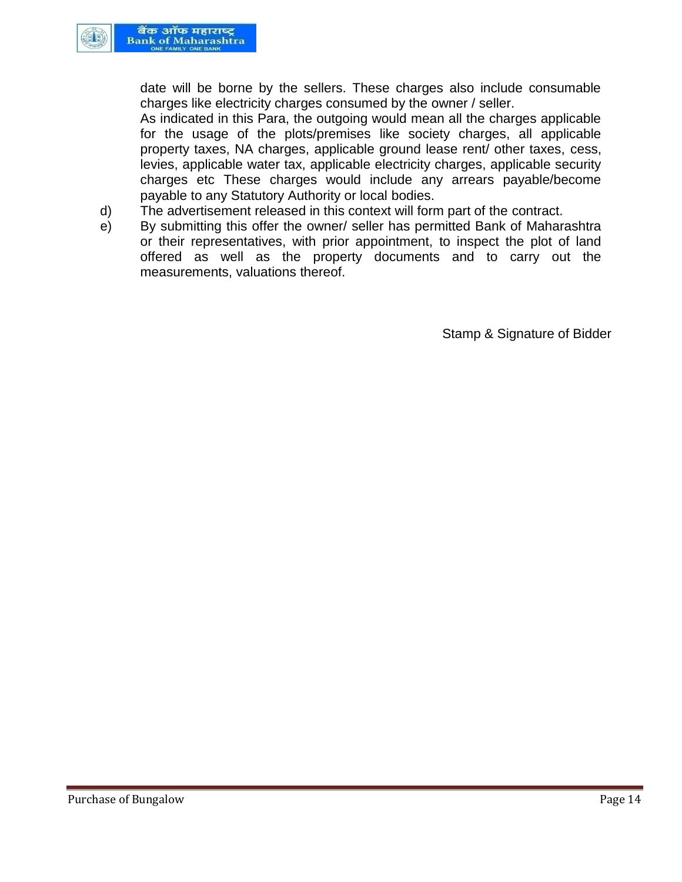date will be borne by the sellers. These charges also include consumable charges like electricity charges consumed by the owner / seller.

As indicated in this Para, the outgoing would mean all the charges applicable for the usage of the plots/premises like society charges, all applicable property taxes, NA charges, applicable ground lease rent/ other taxes, cess, levies, applicable water tax, applicable electricity charges, applicable security charges etc These charges would include any arrears payable/become payable to any Statutory Authority or local bodies.

d) The advertisement released in this context will form part of the contract.

e) By submitting this offer the owner/ seller has permitted Bank of Maharashtra or their representatives, with prior appointment, to inspect the plot of land offered as well as the property documents and to carry out the measurements, valuations thereof.

Stamp & Signature of Bidder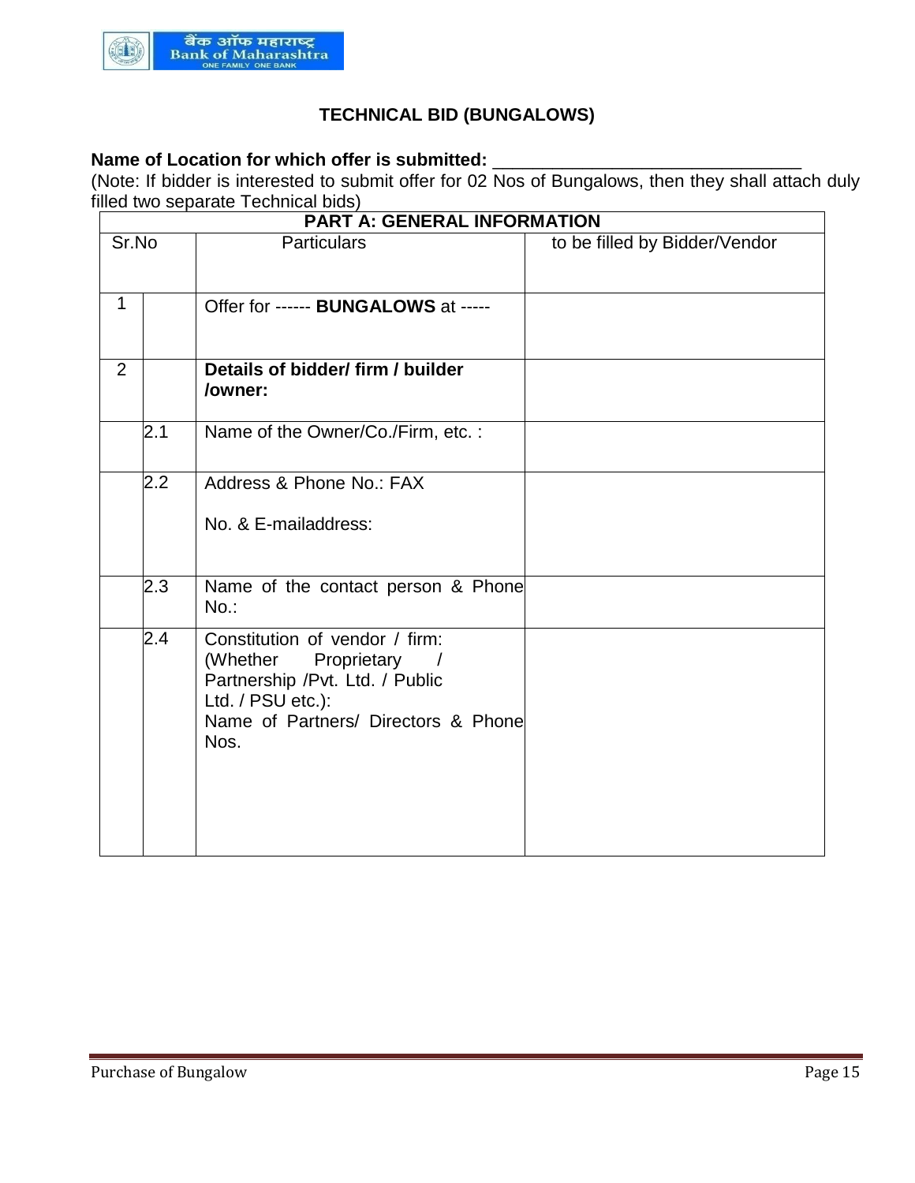## TECHNICAL BID (BUNGALOWS)

**Name of Location for which offer is submitted:** ________________________________

(Note: If bidder is interested to submit offer for 02 Nos of Bungalows, then they shall attach duly filled two separate Technical bids)

| PART A: GENERAL INFORMATION | | | |
|---|---|---|---|
| Sr.No | | Particulars | to be filled by Bidder/Vendor |
| 1 | | Offer for ------ **BUNGALOWS** at ----- | |
| 2 | | **Details of bidder/ firm / builder /owner:** | |
| | 2.1 | Name of the Owner/Co./Firm, etc. : | |
| | 2.2 | Address & Phone No.: FAX No. & E-mailaddress: | |
| | 2.3 | Name of the contact person & Phone No.: | |
| | 2.4 | Constitution of vendor / firm: (Whether Proprietary / Partnership /Pvt. Ltd. / Public Ltd. / PSU etc.): Name of Partners/ Directors & Phone Nos. | |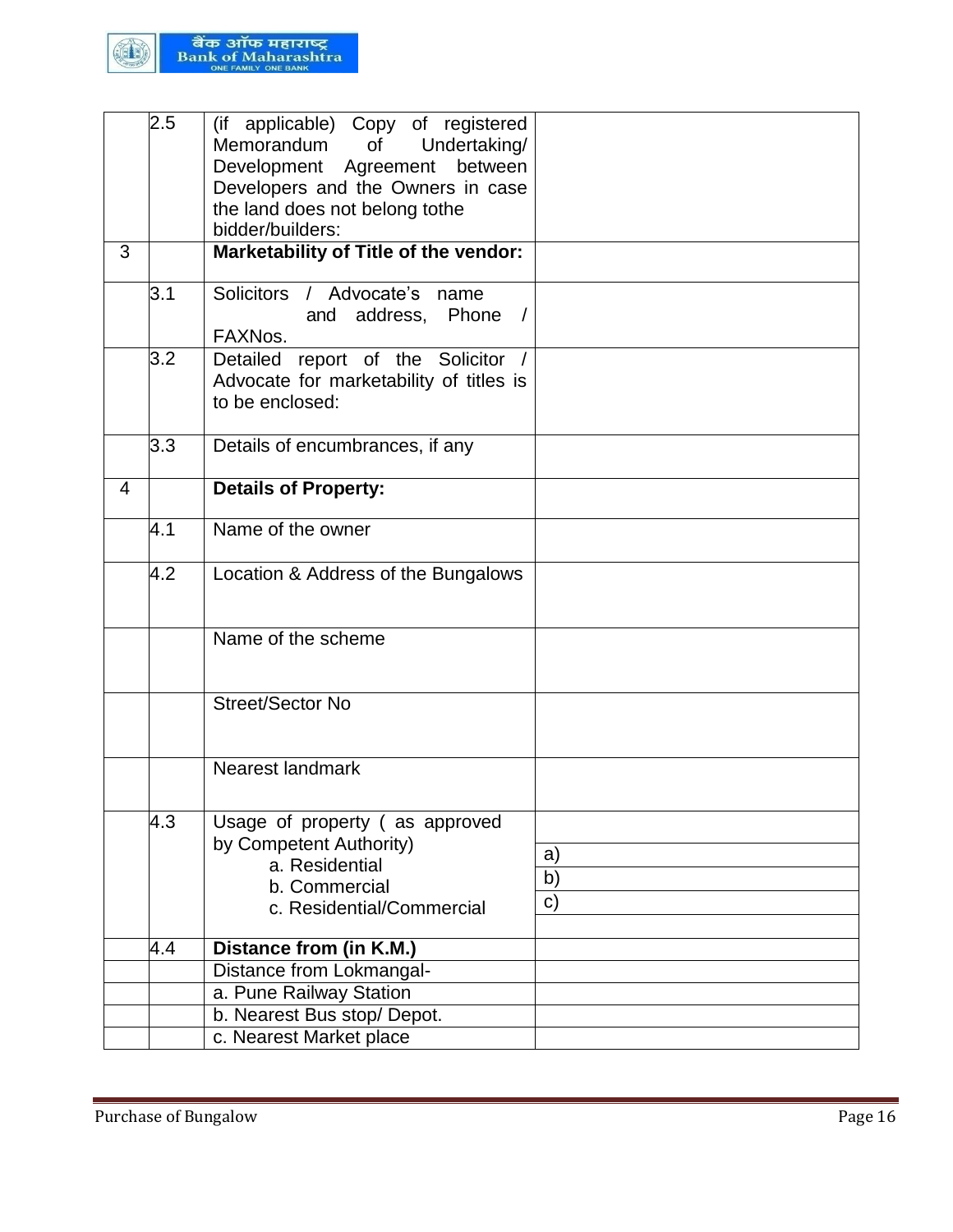|  | 2.5 | (if applicable) Copy of registered Memorandum of Undertaking/ Development Agreement between Developers and the Owners in case the land does not belong tothe bidder/builders: |  |
|---|---|---|---|
| 3 |  | **Marketability of Title of the vendor:** |  |
|  | 3.1 | Solicitors / Advocate's name and address, Phone / FAXNos. |  |
|  | 3.2 | Detailed report of the Solicitor / Advocate for marketability of titles is to be enclosed: |  |
|  | 3.3 | Details of encumbrances, if any |  |
| 4 |  | **Details of Property:** |  |
|  | 4.1 | Name of the owner |  |
|  | 4.2 | Location & Address of the Bungalows |  |
|  |  | Name of the scheme |  |
|  |  | Street/Sector No |  |
|  |  | Nearest landmark |  |
|  | 4.3 | Usage of property ( as approved by Competent Authority)<br>a. Residential<br>b. Commercial<br>c. Residential/Commercial | a)<br>b)<br>c) |
|  | 4.4 | **Distance from (in K.M.)** |  |
|  |  | Distance from Lokmangal- |  |
|  |  | a. Pune Railway Station |  |
|  |  | b. Nearest Bus stop/ Depot. |  |
|  |  | c. Nearest Market place |  |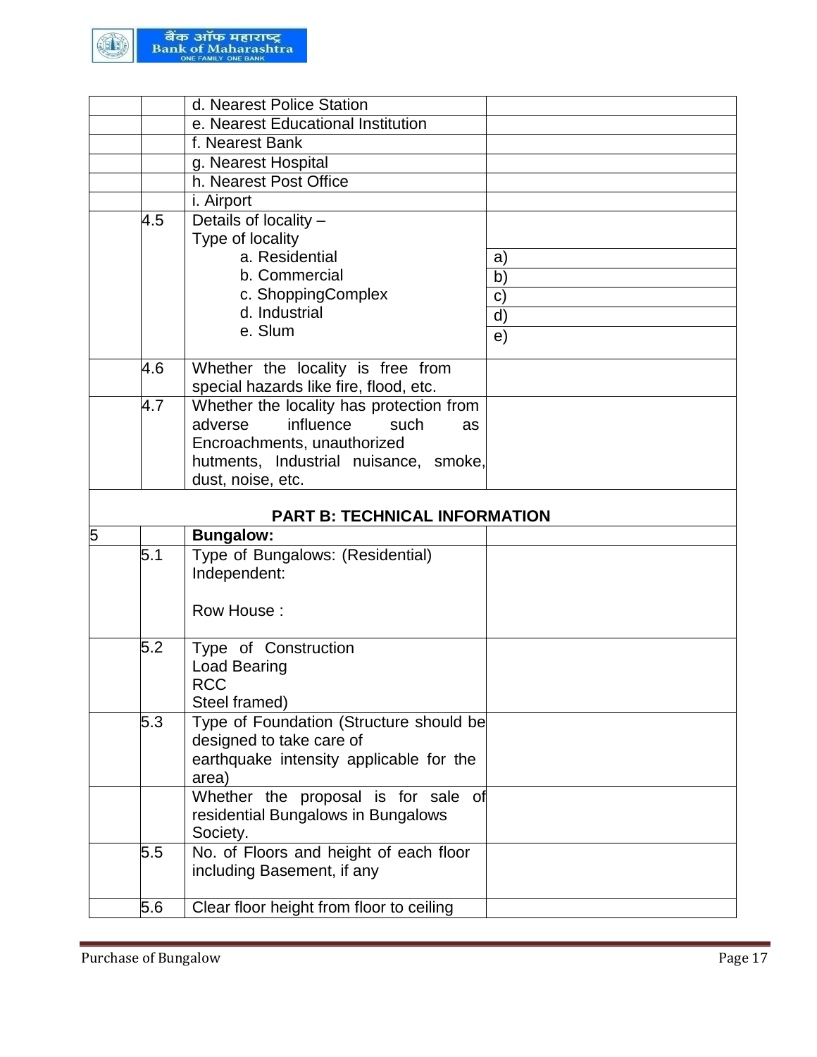| | | | |
|---|---|---|---|
| | | d. Nearest Police Station | |
| | | e. Nearest Educational Institution | |
| | | f. Nearest Bank | |
| | | g. Nearest Hospital | |
| | | h. Nearest Post Office | |
| | | i. Airport | |
| | 4.5 | Details of locality –<br>Type of locality<br>a. Residential<br>b. Commercial<br>c. ShoppingComplex<br>d. Industrial<br>e. Slum | a)<br>b)<br>c)<br>d)<br>e) |
| | 4.6 | Whether the locality is free from special hazards like fire, flood, etc. | |
| | 4.7 | Whether the locality has protection from adverse influence such as Encroachments, unauthorized hutments, Industrial nuisance, smoke, dust, noise, etc. | |
| | | **PART B: TECHNICAL INFORMATION** | |
| 5 | | **Bungalow:** | |
| | 5.1 | Type of Bungalows: (Residential)<br>Independent:<br><br>Row House : | |
| | 5.2 | Type of Construction<br>Load Bearing<br>RCC<br>Steel framed) | |
| | 5.3 | Type of Foundation (Structure should be designed to take care of earthquake intensity applicable for the area) | |
| | | Whether the proposal is for sale of residential Bungalows in Bungalows Society. | |
| | 5.5 | No. of Floors and height of each floor including Basement, if any | |
| | 5.6 | Clear floor height from floor to ceiling | |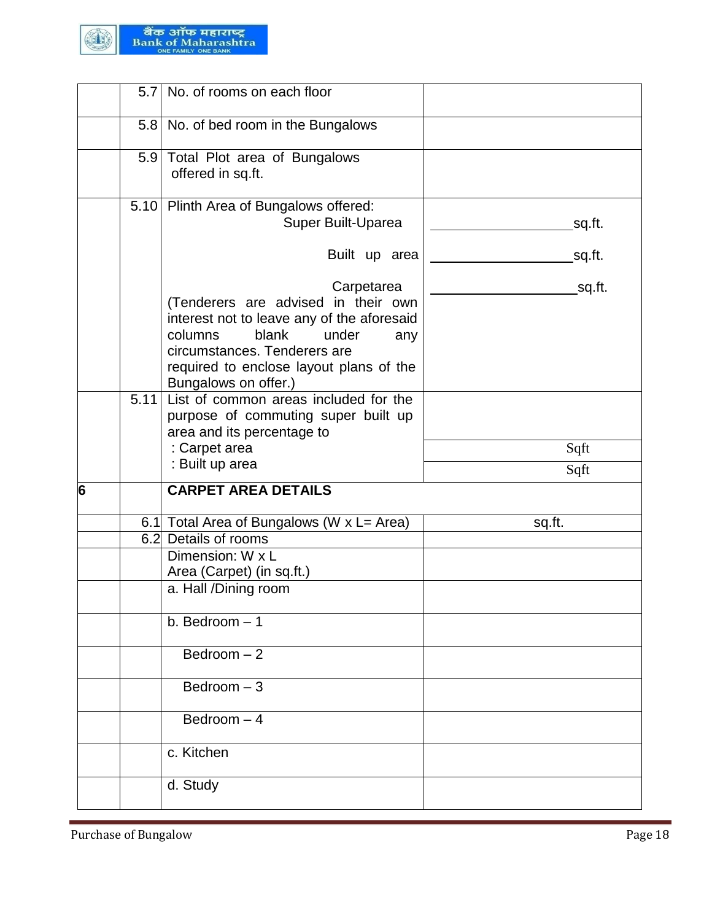|  |  |  |  |
|---|---|---|---|
|  | 5.7 | No. of rooms on each floor |  |
|  | 5.8 | No. of bed room in the Bungalows |  |
|  | 5.9 | Total Plot area of Bungalows offered in sq.ft. |  |
|  | 5.10 | Plint​h Area of Bungalows offered: Super Built-Uparea<br>Built up area<br>Carpetarea<br>(Tenderers are advised in their own interest not to leave any of the aforesaid columns blank under any circumstances. Tenderers are required to enclose layout plans of the Bungalows on offer.) | ____________sq.ft.<br>____________sq.ft.<br>____________sq.ft. |
|  | 5.11 | List of common areas included for the purpose of commuting super built up area and its percentage to<br>: Carpet area<br>: Built up area | <br>Sqft<br>Sqft |
| **6** |  | **CARPET AREA DETAILS** |  |
|  | 6.1 | Total Area of Bungalows (W x L= Area) | sq.ft. |
|  | 6.2 | Details of rooms |  |
|  |  | Dimension: W x L<br>Area (Carpet) (in sq.ft.) |  |
|  |  | a. Hall /Dining room |  |
|  |  | b. Bedroom – 1 |  |
|  |  | Bedroom – 2 |  |
|  |  | Bedroom – 3 |  |
|  |  | Bedroom – 4 |  |
|  |  | c. Kitchen |  |
|  |  | d. Study |  |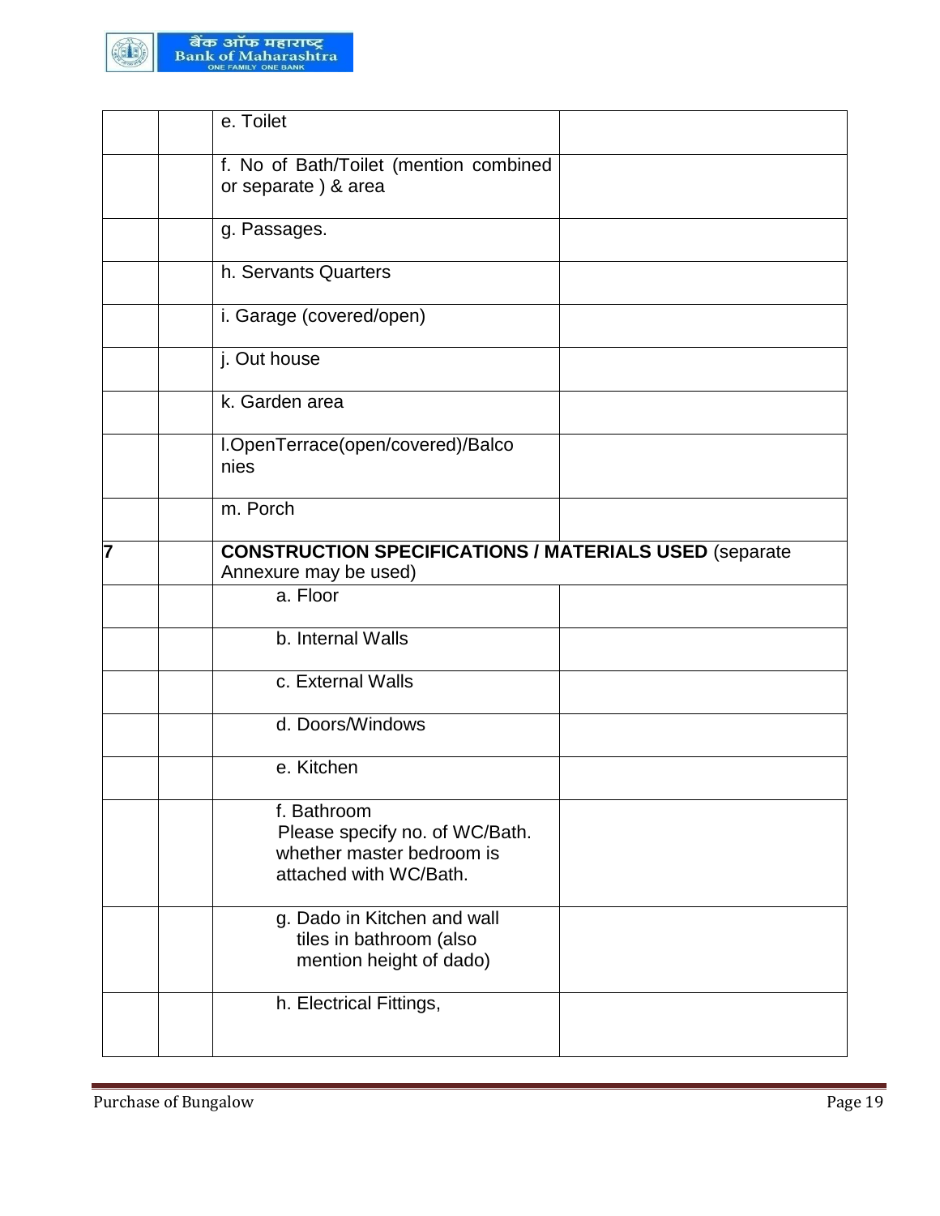| | | | |
|---|---|---|---|
| | | e. Toilet | |
| | | f. No of Bath/Toilet (mention combined or separate ) & area | |
| | | g. Passages. | |
| | | h. Servants Quarters | |
| | | i. Garage (covered/open) | |
| | | j. Out house | |
| | | k. Garden area | |
| | | l.OpenTerrace(open/covered)/Balconies | |
| | | m. Porch | |
| 7 | | **CONSTRUCTION SPECIFICATIONS / MATERIALS USED** (separate Annexure may be used) | |
| | | a. Floor | |
| | | b. Internal Walls | |
| | | c. External Walls | |
| | | d. Doors/Windows | |
| | | e. Kitchen | |
| | | f. Bathroom<br>Please specify no. of WC/Bath. whether master bedroom is attached with WC/Bath. | |
| | | g. Dado in Kitchen and wall tiles in bathroom (also mention height of dado) | |
| | | h. Electrical Fittings, | |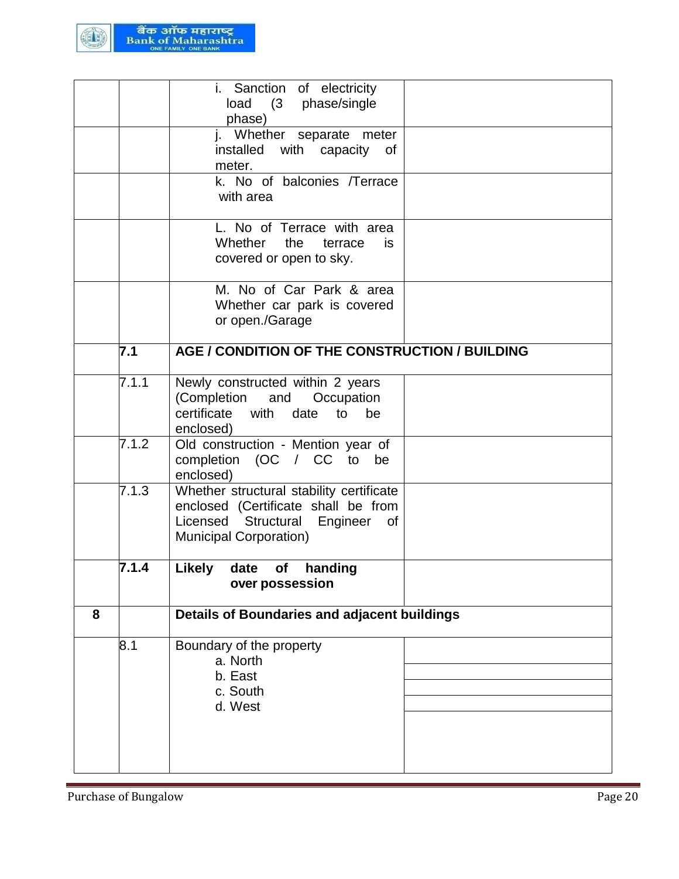| | | | |
|---|---|---|---|
| | | i. Sanction of electricity load (3 phase/single phase) | |
| | | j. Whether separate meter installed with capacity of meter. | |
| | | k. No of balconies /Terrace with area | |
| | | L. No of Terrace with area Whether the terrace is covered or open to sky. | |
| | | M. No of Car Park & area Whether car park is covered or open./Garage | |
| | **7.1** | **AGE / CONDITION OF THE CONSTRUCTION / BUILDING** | |
| | 7.1.1 | Newly constructed within 2 years (Completion and Occupation certificate with date to be enclosed) | |
| | 7.1.2 | Old construction - Mention year of completion (OC / CC to be enclosed) | |
| | 7.1.3 | Whether structural stability certificate enclosed (Certificate shall be from Licensed Structural Engineer of Municipal Corporation) | |
| | **7.1.4** | **Likely date of handing over possession** | |
| **8** | | **Details of Boundaries and adjacent buildings** | |
| | 8.1 | Boundary of the property | |
| | | a. North | |
| | | b. East | |
| | | c. South | |
| | | d. West | |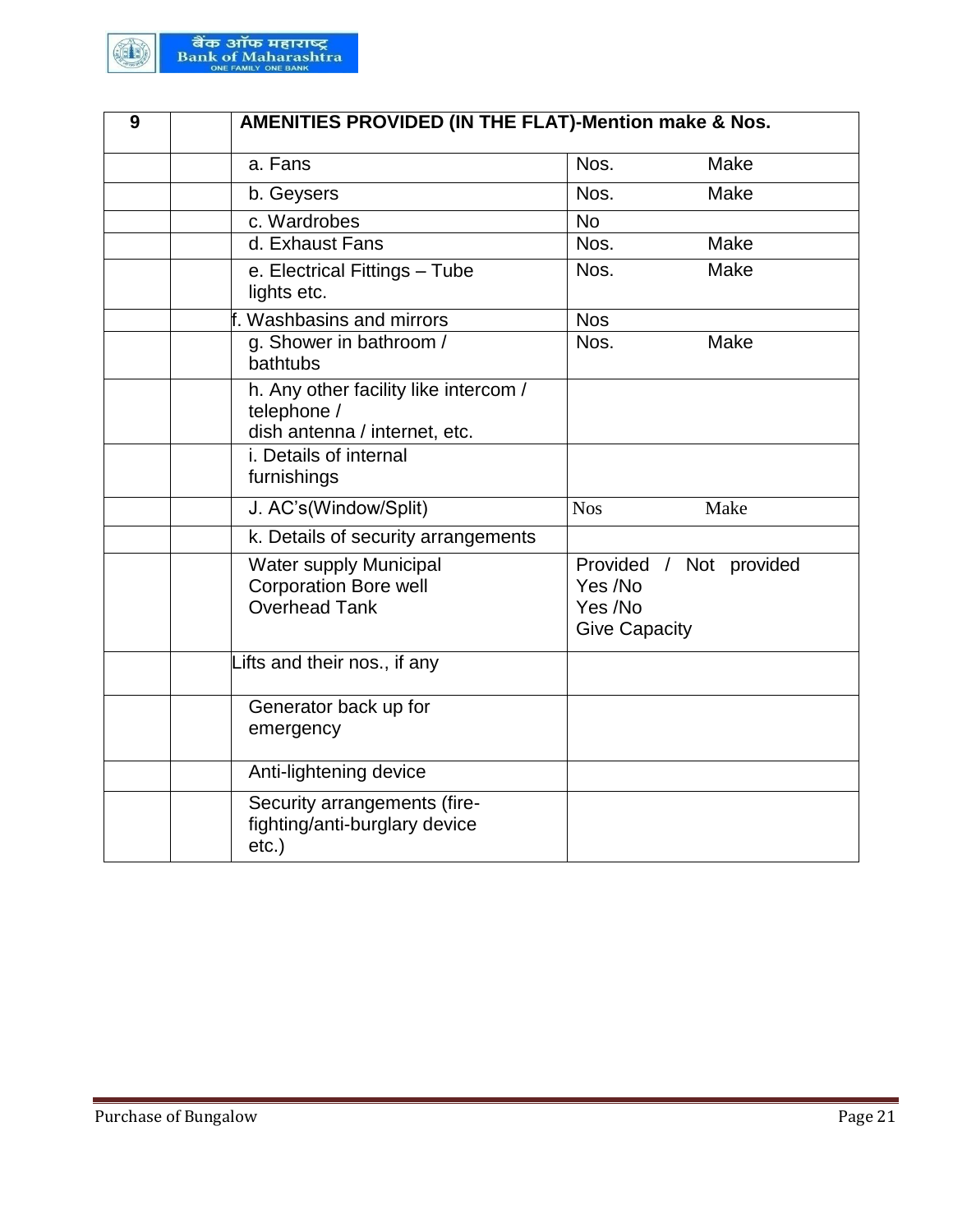| 9 | | AMENITIES PROVIDED (IN THE FLAT)-Mention make & Nos. | | |
|---|---|---|---|---|
| | | a. Fans | Nos. | Make |
| | | b. Geysers | Nos. | Make |
| | | c. Wardrobes | No | |
| | | d. Exhaust Fans | Nos. | Make |
| | | e. Electrical Fittings – Tube lights etc. | Nos. | Make |
| | | f. Washbasins and mirrors | Nos | |
| | | g. Shower in bathroom / bathtubs | Nos. | Make |
| | | h. Any other facility like intercom / telephone / dish antenna / internet, etc. | | |
| | | i. Details of internal furnishings | | |
| | | J. AC's(Window/Split) | Nos | Make |
| | | k. Details of security arrangements | | |
| | | Water supply Municipal<br>Corporation Bore well<br>Overhead Tank | Provided / Not provided<br>Yes /No<br>Yes /No<br>Give Capacity | |
| | | Lifts and their nos., if any | | |
| | | Generator back up for emergency | | |
| | | Anti-lightening device | | |
| | | Security arrangements (fire-fighting/anti-burglary device etc.) | | |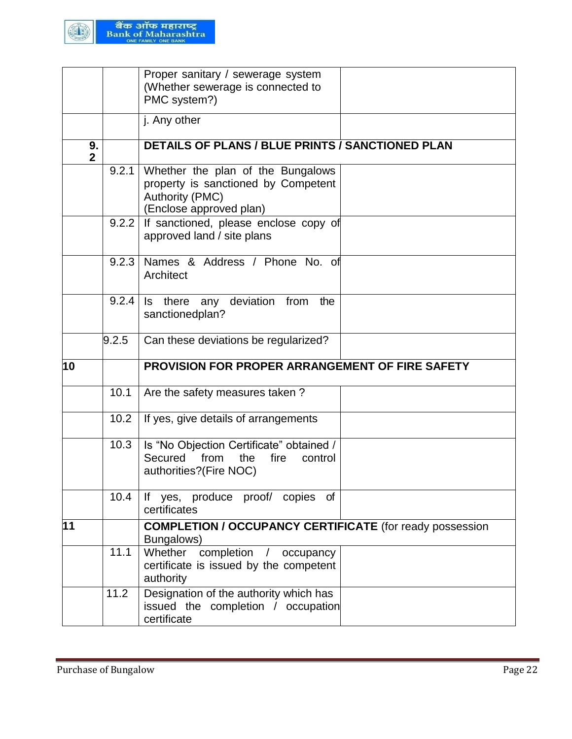| | | | |
|---|---|---|---|
| | | Proper sanitary / sewerage system (Whether sewerage is connected to PMC system?) | |
| | | j. Any other | |
| **9.2** | | **DETAILS OF PLANS / BLUE PRINTS / SANCTIONED PLAN** | |
| | 9.2.1 | Whether the plan of the Bungalows property is sanctioned by Competent Authority (PMC) (Enclose approved plan) | |
| | 9.2.2 | If sanctioned, please enclose copy of approved land / site plans | |
| | 9.2.3 | Names & Address / Phone No. of Architect | |
| | 9.2.4 | Is there any deviation from the sanctionedplan? | |
| | 9.2.5 | Can these deviations be regularized? | |
| **10** | | **PROVISION FOR PROPER ARRANGEMENT OF FIRE SAFETY** | |
| | 10.1 | Are the safety measures taken ? | |
| | 10.2 | If yes, give details of arrangements | |
| | 10.3 | Is "No Objection Certificate" obtained / Secured from the fire control authorities?(Fire NOC) | |
| | 10.4 | If yes, produce proof/ copies of certificates | |
| **11** | | **COMPLETION / OCCUPANCY CERTIFICATE** (for ready possession Bungalows) | |
| | 11.1 | Whether completion / occupancy certificate is issued by the competent authority | |
| | 11.2 | Designation of the authority which has issued the completion / occupation certificate | |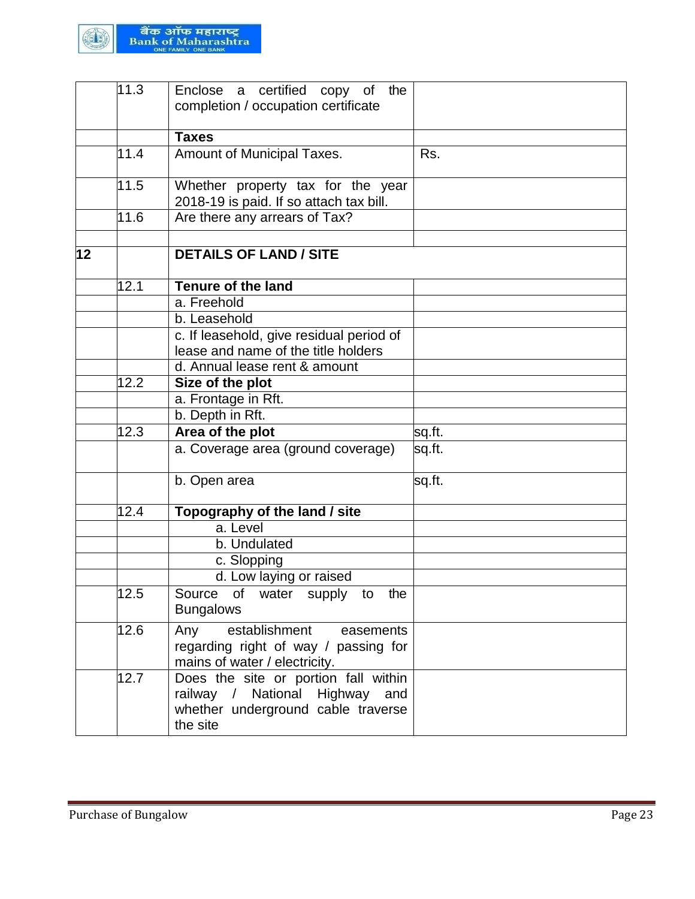| | | | |
|---|---|---|---|
| | 11.3 | Enclose a certified copy of the completion / occupation certificate | |
| | | **Taxes** | |
| | 11.4 | Amount of Municipal Taxes. | Rs. |
| | 11.5 | Whether property tax for the year 2018-19 is paid. If so attach tax bill. | |
| | 11.6 | Are there any arrears of Tax? | |
| | | | |
| **12** | | **DETAILS OF LAND / SITE** | |
| | 12.1 | **Tenure of the land** | |
| | | a. Freehold | |
| | | b. Leasehold | |
| | | c. If leasehold, give residual period of lease and name of the title holders | |
| | | d. Annual lease rent & amount | |
| | 12.2 | **Size of the plot** | |
| | | a. Frontage in Rft. | |
| | | b. Depth in Rft. | |
| | 12.3 | **Area of the plot** | sq.ft. |
| | | a. Coverage area (ground coverage) | sq.ft. |
| | | b. Open area | sq.ft. |
| | 12.4 | **Topography of the land / site** | |
| | | a. Level | |
| | | b. Undulated | |
| | | c. Slopping | |
| | | d. Low laying or raised | |
| | 12.5 | Source of water supply to the Bungalows | |
| | 12.6 | Any establishment easements regarding right of way / passing for mains of water / electricity. | |
| | 12.7 | Does the site or portion fall within railway / National Highway and whether underground cable traverse the site | |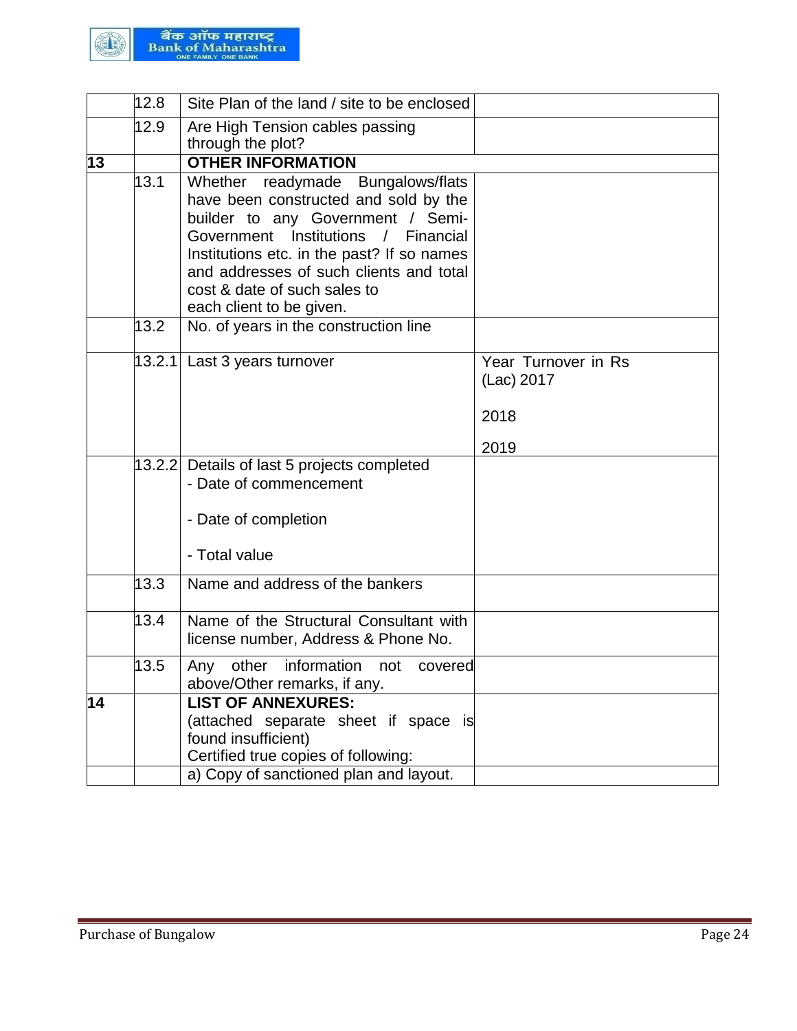|  |  |  |  |
|---|---|---|---|
|  | 12.8 | Site Plan of the land / site to be enclosed |  |
|  | 12.9 | Are High Tension cables passing through the plot? |  |
| **13** |  | **OTHER INFORMATION** |  |
|  | 13.1 | Whether readymade Bungalows/flats have been constructed and sold by the builder to any Government / Semi-Government Institutions / Financial Institutions etc. in the past? If so names and addresses of such clients and total cost & date of such sales to each client to be given. |  |
|  | 13.2 | No. of years in the construction line |  |
|  | 13.2.1 | Last 3 years turnover | Year Turnover in Rs (Lac) 2017<br><br>2018<br><br>2019 |
|  | 13.2.2 | Details of last 5 projects completed<br>- Date of commencement<br><br>- Date of completion<br><br>- Total value |  |
|  | 13.3 | Name and address of the bankers |  |
|  | 13.4 | Name of the Structural Consultant with license number, Address & Phone No. |  |
|  | 13.5 | Any other information not covered above/Other remarks, if any. |  |
| **14** |  | **LIST OF ANNEXURES:**<br>(attached separate sheet if space is found insufficient)<br>Certified true copies of following: |  |
|  |  | a) Copy of sanctioned plan and layout. |  |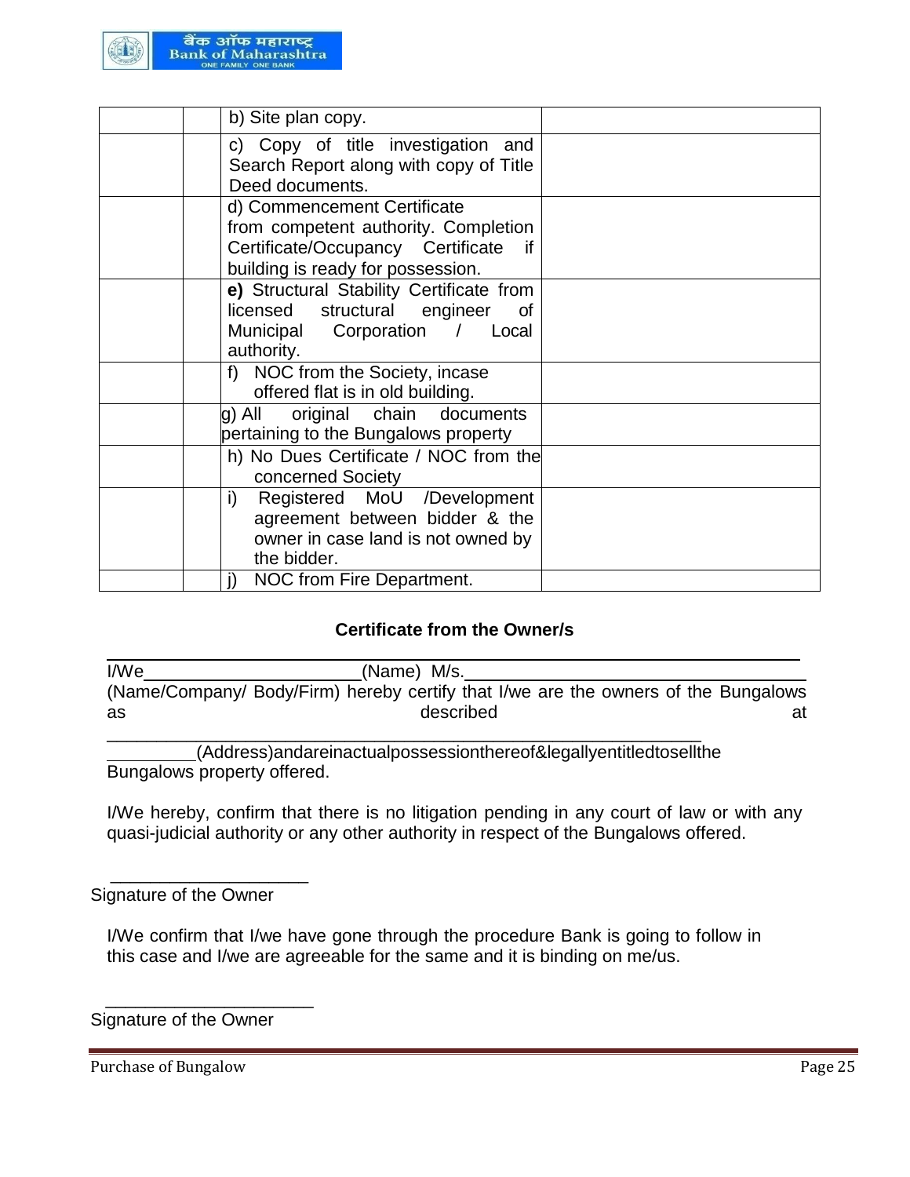|  |  | b) Site plan copy. |  |
|---|---|---|---|
|  |  | c) Copy of title investigation and Search Report along with copy of Title Deed documents. |  |
|  |  | d) Commencement Certificate from competent authority. Completion Certificate/Occupancy Certificate if building is ready for possession. |  |
|  |  | **e)** Structural Stability Certificate from licensed structural engineer of Municipal Corporation / Local authority. |  |
|  |  | f) NOC from the Society, incase offered flat is in old building. |  |
|  |  | g) All original chain documents pertaining to the Bungalows property |  |
|  |  | h) No Dues Certificate / NOC from the concerned Society |  |
|  |  | i) Registered MoU /Development agreement between bidder & the owner in case land is not owned by the bidder. |  |
|  |  | j) NOC from Fire Department. |  |

### Certificate from the Owner/s

I/We______________________(Name) M/s.________________________________ (Name/Company/ Body/Firm) hereby certify that I/we are the owners of the Bungalows as described at ________________________________________________________________ _________(Address)andareinactualpossessionthereof&legallyentitledtosellthe Bungalows property offered.

I/We hereby, confirm that there is no litigation pending in any court of law or with any quasi-judicial authority or any other authority in respect of the Bungalows offered.

____________________
Signature of the Owner

I/We confirm that I/we have gone through the procedure Bank is going to follow in this case and I/we are agreeable for the same and it is binding on me/us.

_____________________
Signature of the Owner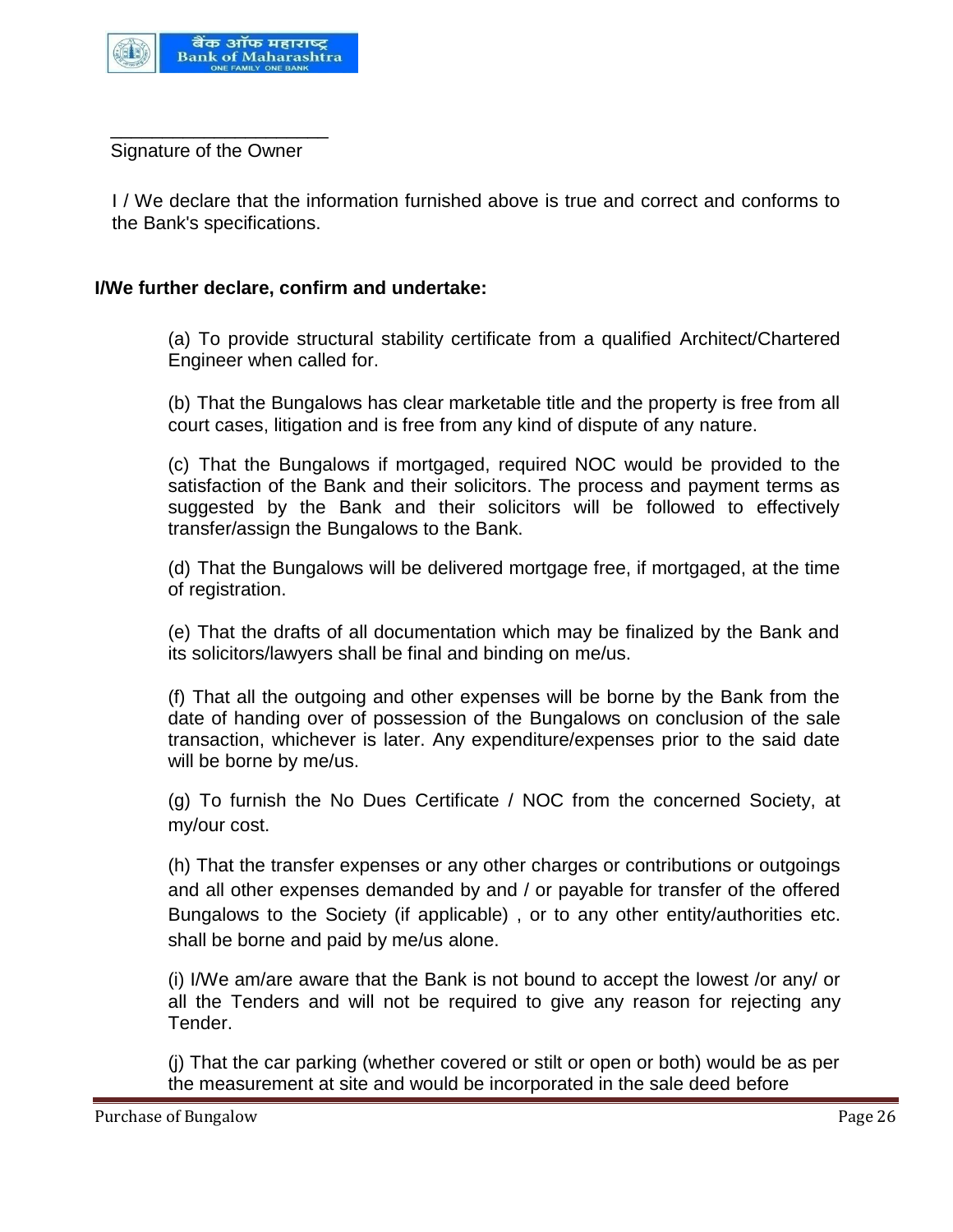\_\_\_\_\_\_\_\_\_\_\_\_\_\_\_\_\_\_\_\_\_\_

Signature of the Owner

I / We declare that the information furnished above is true and correct and conforms to the Bank's specifications.

**I/We further declare, confirm and undertake:**

(a) To provide structural stability certificate from a qualified Architect/Chartered Engineer when called for.

(b) That the Bungalows has clear marketable title and the property is free from all court cases, litigation and is free from any kind of dispute of any nature.

(c) That the Bungalows if mortgaged, required NOC would be provided to the satisfaction of the Bank and their solicitors. The process and payment terms as suggested by the Bank and their solicitors will be followed to effectively transfer/assign the Bungalows to the Bank.

(d) That the Bungalows will be delivered mortgage free, if mortgaged, at the time of registration.

(e) That the drafts of all documentation which may be finalized by the Bank and its solicitors/lawyers shall be final and binding on me/us.

(f) That all the outgoing and other expenses will be borne by the Bank from the date of handing over of possession of the Bungalows on conclusion of the sale transaction, whichever is later. Any expenditure/expenses prior to the said date will be borne by me/us.

(g) To furnish the No Dues Certificate / NOC from the concerned Society, at my/our cost.

(h) That the transfer expenses or any other charges or contributions or outgoings and all other expenses demanded by and / or payable for transfer of the offered Bungalows to the Society (if applicable) , or to any other entity/authorities etc. shall be borne and paid by me/us alone.

(i) I/We am/are aware that the Bank is not bound to accept the lowest /or any/ or all the Tenders and will not be required to give any reason for rejecting any Tender.

(j) That the car parking (whether covered or stilt or open or both) would be as per the measurement at site and would be incorporated in the sale deed before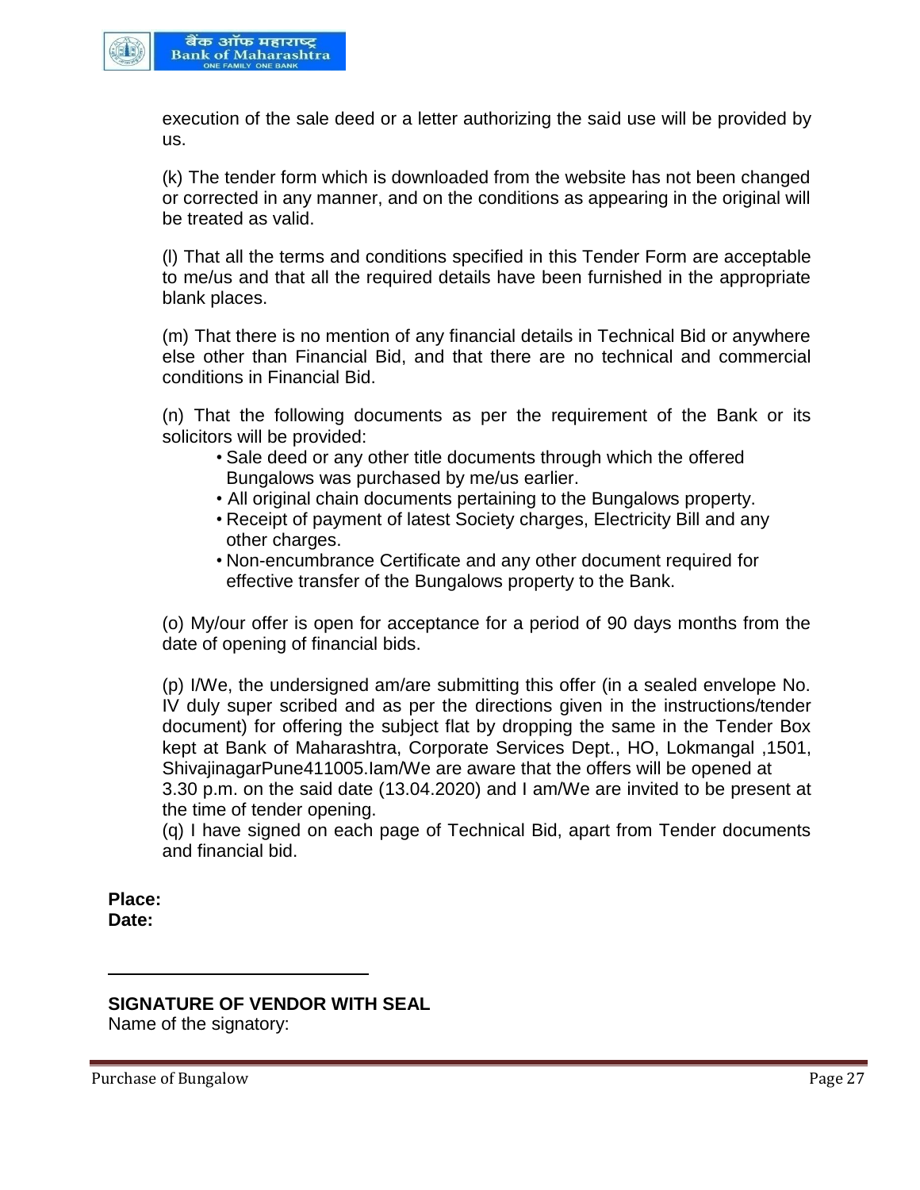execution of the sale deed or a letter authorizing the said use will be provided by us.

(k) The tender form which is downloaded from the website has not been changed or corrected in any manner, and on the conditions as appearing in the original will be treated as valid.

(l) That all the terms and conditions specified in this Tender Form are acceptable to me/us and that all the required details have been furnished in the appropriate blank places.

(m) That there is no mention of any financial details in Technical Bid or anywhere else other than Financial Bid, and that there are no technical and commercial conditions in Financial Bid.

(n) That the following documents as per the requirement of the Bank or its solicitors will be provided:

- Sale deed or any other title documents through which the offered Bungalows was purchased by me/us earlier.
- All original chain documents pertaining to the Bungalows property.
- Receipt of payment of latest Society charges, Electricity Bill and any other charges.
- Non-encumbrance Certificate and any other document required for effective transfer of the Bungalows property to the Bank.

(o) My/our offer is open for acceptance for a period of 90 days months from the date of opening of financial bids.

(p) I/We, the undersigned am/are submitting this offer (in a sealed envelope No. IV duly super scribed and as per the directions given in the instructions/tender document) for offering the subject flat by dropping the same in the Tender Box kept at Bank of Maharashtra, Corporate Services Dept., HO, Lokmangal ,1501, ShivajinagarPune411005.Iam/We are aware that the offers will be opened at 3.30 p.m. on the said date (13.04.2020) and I am/We are invited to be present at the time of tender opening.

(q) I have signed on each page of Technical Bid, apart from Tender documents and financial bid.

**Place:**
**Date:**

______________________________

**SIGNATURE OF VENDOR WITH SEAL**
Name of the signatory: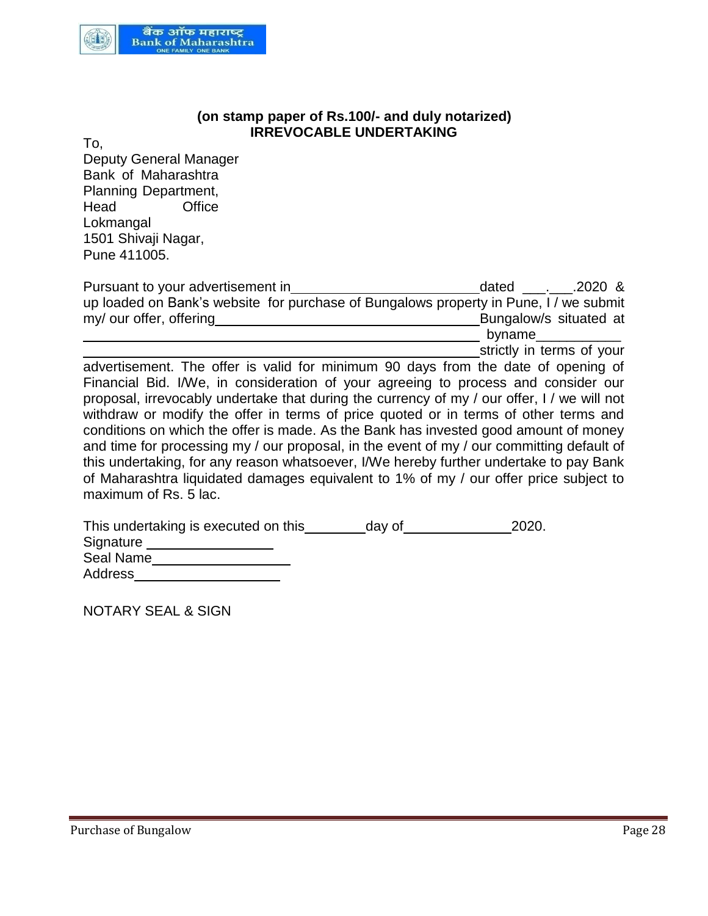**(on stamp paper of Rs.100/- and duly notarized)**

**IRREVOCABLE UNDERTAKING**

To,
Deputy General Manager
Bank of Maharashtra
Planning Department,
Head Office
Lokmangal
1501 Shivaji Nagar,
Pune 411005.

Pursuant to your advertisement in\_\_\_\_\_\_\_\_\_\_\_\_\_\_\_\_\_\_\_\_\_\_\_\_\_\_dated \_\_\_.\_\_\_.2020 & up loaded on Bank's website for purchase of Bungalows property in Pune, I / we submit my/ our offer, offering\_\_\_\_\_\_\_\_\_\_\_\_\_\_\_\_\_\_\_\_\_\_\_\_\_\_\_\_\_\_\_\_Bungalow/s situated at \_\_\_\_\_\_\_\_\_\_\_\_\_\_\_\_\_\_\_\_\_\_\_\_\_\_\_\_\_\_\_\_\_\_\_\_\_\_\_\_\_\_\_\_\_\_\_\_ byname\_\_\_\_\_\_\_\_\_\_\_ \_\_\_\_\_\_\_\_\_\_\_\_\_\_\_\_\_\_\_\_\_\_\_\_\_\_\_\_\_\_\_\_\_\_\_\_\_\_\_\_\_\_\_\_\_\_\_\_strictly in terms of your advertisement. The offer is valid for minimum 90 days from the date of opening of Financial Bid. I/We, in consideration of your agreeing to process and consider our proposal, irrevocably undertake that during the currency of my / our offer, I / we will not withdraw or modify the offer in terms of price quoted or in terms of other terms and conditions on which the offer is made. As the Bank has invested good amount of money and time for processing my / our proposal, in the event of my / our committing default of this undertaking, for any reason whatsoever, I/We hereby further undertake to pay Bank of Maharashtra liquidated damages equivalent to 1% of my / our offer price subject to maximum of Rs. 5 lac.

This undertaking is executed on this\_\_\_\_\_\_\_\_day of\_\_\_\_\_\_\_\_\_\_\_\_\_\_2020.
Signature \_\_\_\_\_\_\_\_\_\_\_\_\_\_\_\_
Seal Name\_\_\_\_\_\_\_\_\_\_\_\_\_\_\_\_\_\_
Address\_\_\_\_\_\_\_\_\_\_\_\_\_\_\_\_\_\_\_

NOTARY SEAL & SIGN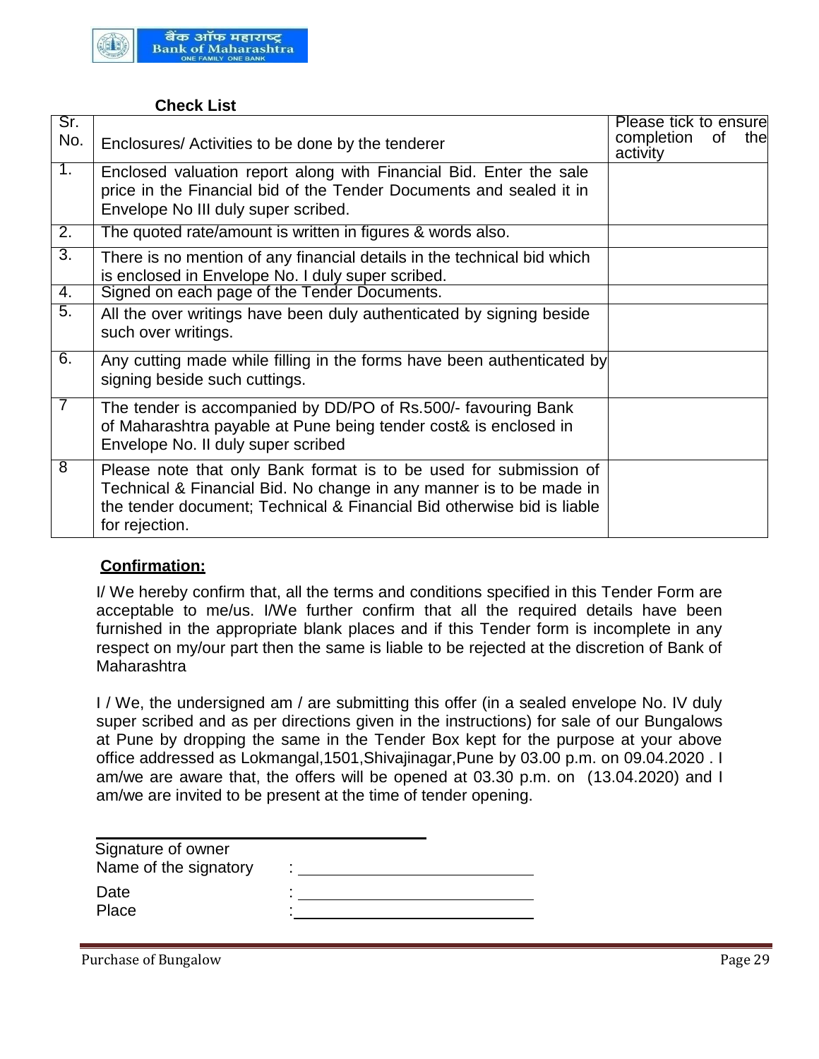**Check List**

| Sr. No. | Enclosures/ Activities to be done by the tenderer | Please tick to ensure completion of the activity |
|---|---|---|
| 1. | Enclosed valuation report along with Financial Bid. Enter the sale price in the Financial bid of the Tender Documents and sealed it in Envelope No III duly super scribed. | |
| 2. | The quoted rate/amount is written in figures & words also. | |
| 3. | There is no mention of any financial details in the technical bid which is enclosed in Envelope No. I duly super scribed. | |
| 4. | Signed on each page of the Tender Documents. | |
| 5. | All the over writings have been duly authenticated by signing beside such over writings. | |
| 6. | Any cutting made while filling in the forms have been authenticated by signing beside such cuttings. | |
| 7 | The tender is accompanied by DD/PO of Rs.500/- favouring Bank of Maharashtra payable at Pune being tender cost& is enclosed in Envelope No. II duly super scribed | |
| 8 | Please note that only Bank format is to be used for submission of Technical & Financial Bid. No change in any manner is to be made in the tender document; Technical & Financial Bid otherwise bid is liable for rejection. | |

**Confirmation:**

I/ We hereby confirm that, all the terms and conditions specified in this Tender Form are acceptable to me/us. I/We further confirm that all the required details have been furnished in the appropriate blank places and if this Tender form is incomplete in any respect on my/our part then the same is liable to be rejected at the discretion of Bank of Maharashtra

I / We, the undersigned am / are submitting this offer (in a sealed envelope No. IV duly super scribed and as per directions given in the instructions) for sale of our Bungalows at Pune by dropping the same in the Tender Box kept for the purpose at your above office addressed as Lokmangal,1501,Shivajinagar,Pune by 03.00 p.m. on 09.04.2020 . I am/we are aware that, the offers will be opened at 03.30 p.m. on (13.04.2020) and I am/we are invited to be present at the time of tender opening.

Signature of owner

Name of the signatory : ______________________

Date : ______________________

Place : ______________________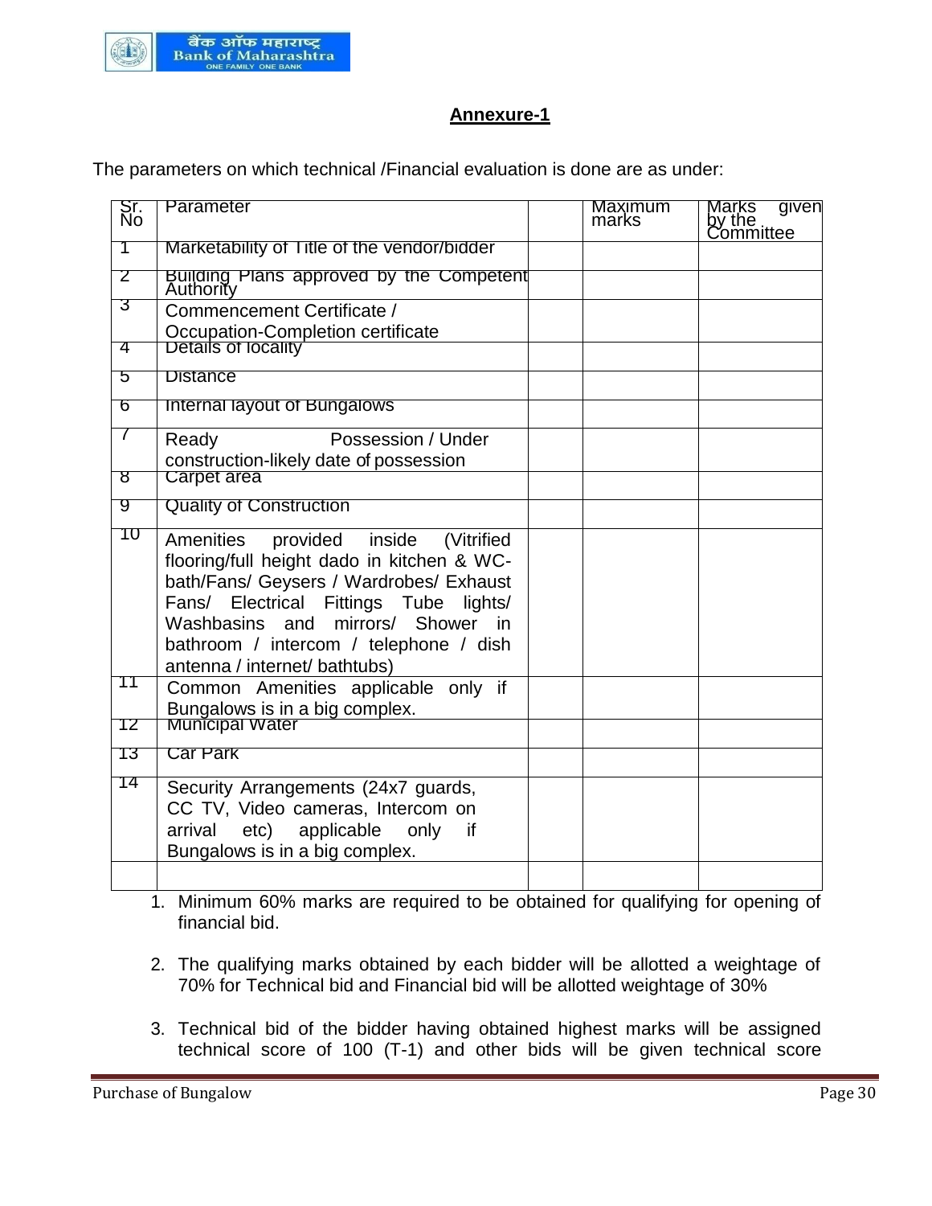## Annexure-1

The parameters on which technical /Financial evaluation is done are as under:

| Sr. No | Parameter | | Maximum marks | Marks given by the Committee |
|---|---|---|---|---|
| 1 | Marketability of Title of the vendor/bidder | | | |
| 2 | Building Plans approved by the Competent Authority | | | |
| 3 | Commencement Certificate / Occupation-Completion certificate | | | |
| 4 | Details of locality | | | |
| 5 | Distance | | | |
| 6 | Internal layout of Bungalows | | | |
| 7 | Ready Possession / Under construction-likely date of possession | | | |
| 8 | Carpet area | | | |
| 9 | Quality of Construction | | | |
| 10 | Amenities provided inside (Vitrified flooring/full height dado in kitchen & WC-bath/Fans/ Geysers / Wardrobes/ Exhaust Fans/ Electrical Fittings Tube lights/ Washbasins and mirrors/ Shower in bathroom / intercom / telephone / dish antenna / internet/ bathtubs) | | | |
| 11 | Common Amenities applicable only if Bungalows is in a big complex. | | | |
| 12 | Municipal Water | | | |
| 13 | Car Park | | | |
| 14 | Security Arrangements (24x7 guards, CC TV, Video cameras, Intercom on arrival etc) applicable only if Bungalows is in a big complex. | | | |
| | | | | |

1. Minimum 60% marks are required to be obtained for qualifying for opening of financial bid.

2. The qualifying marks obtained by each bidder will be allotted a weightage of 70% for Technical bid and Financial bid will be allotted weightage of 30%

3. Technical bid of the bidder having obtained highest marks will be assigned technical score of 100 (T-1) and other bids will be given technical score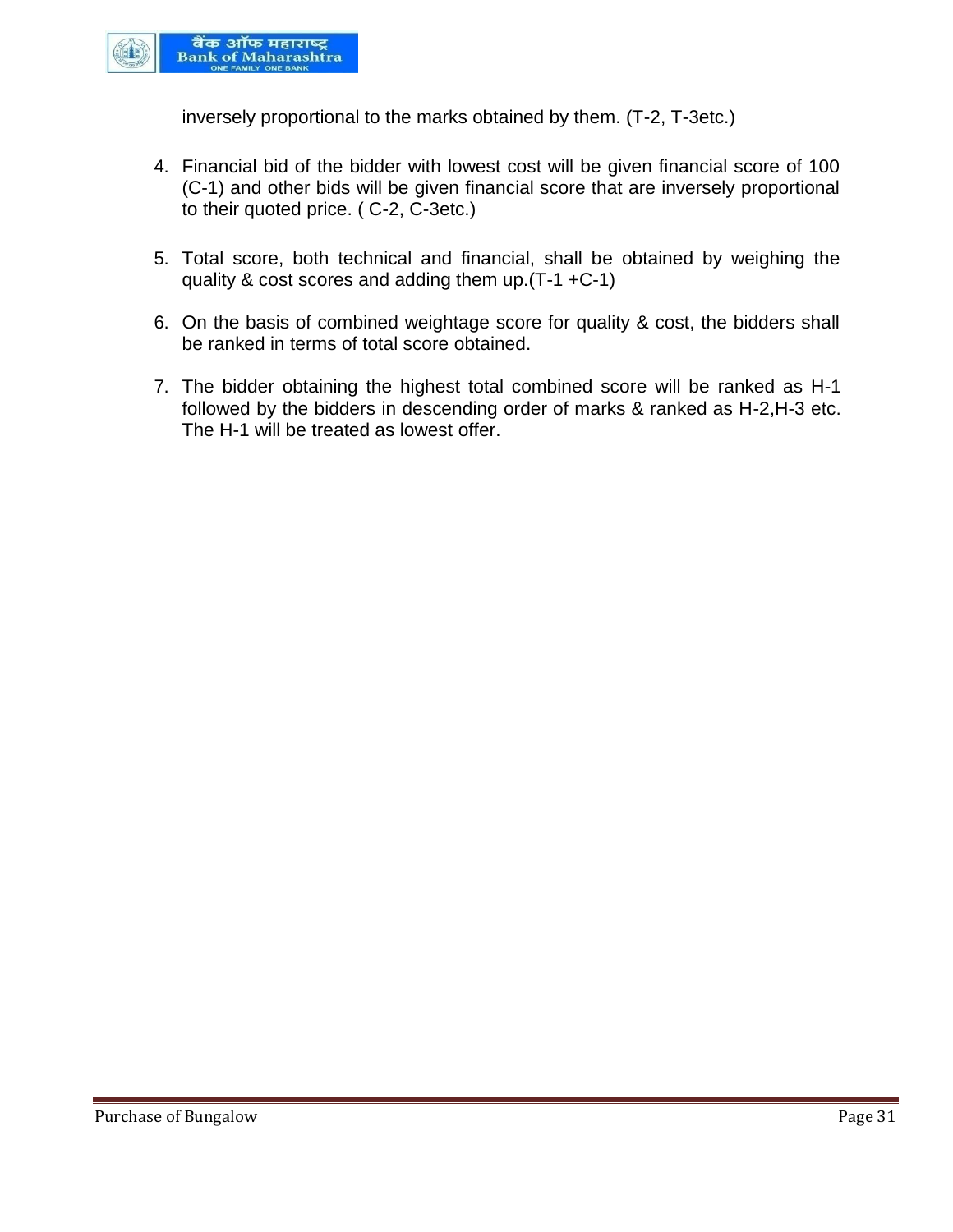inversely proportional to the marks obtained by them. (T-2, T-3etc.)

4. Financial bid of the bidder with lowest cost will be given financial score of 100 (C-1) and other bids will be given financial score that are inversely proportional to their quoted price. ( C-2, C-3etc.)

5. Total score, both technical and financial, shall be obtained by weighing the quality & cost scores and adding them up.(T-1 +C-1)

6. On the basis of combined weightage score for quality & cost, the bidders shall be ranked in terms of total score obtained.

7. The bidder obtaining the highest total combined score will be ranked as H-1 followed by the bidders in descending order of marks & ranked as H-2,H-3 etc. The H-1 will be treated as lowest offer.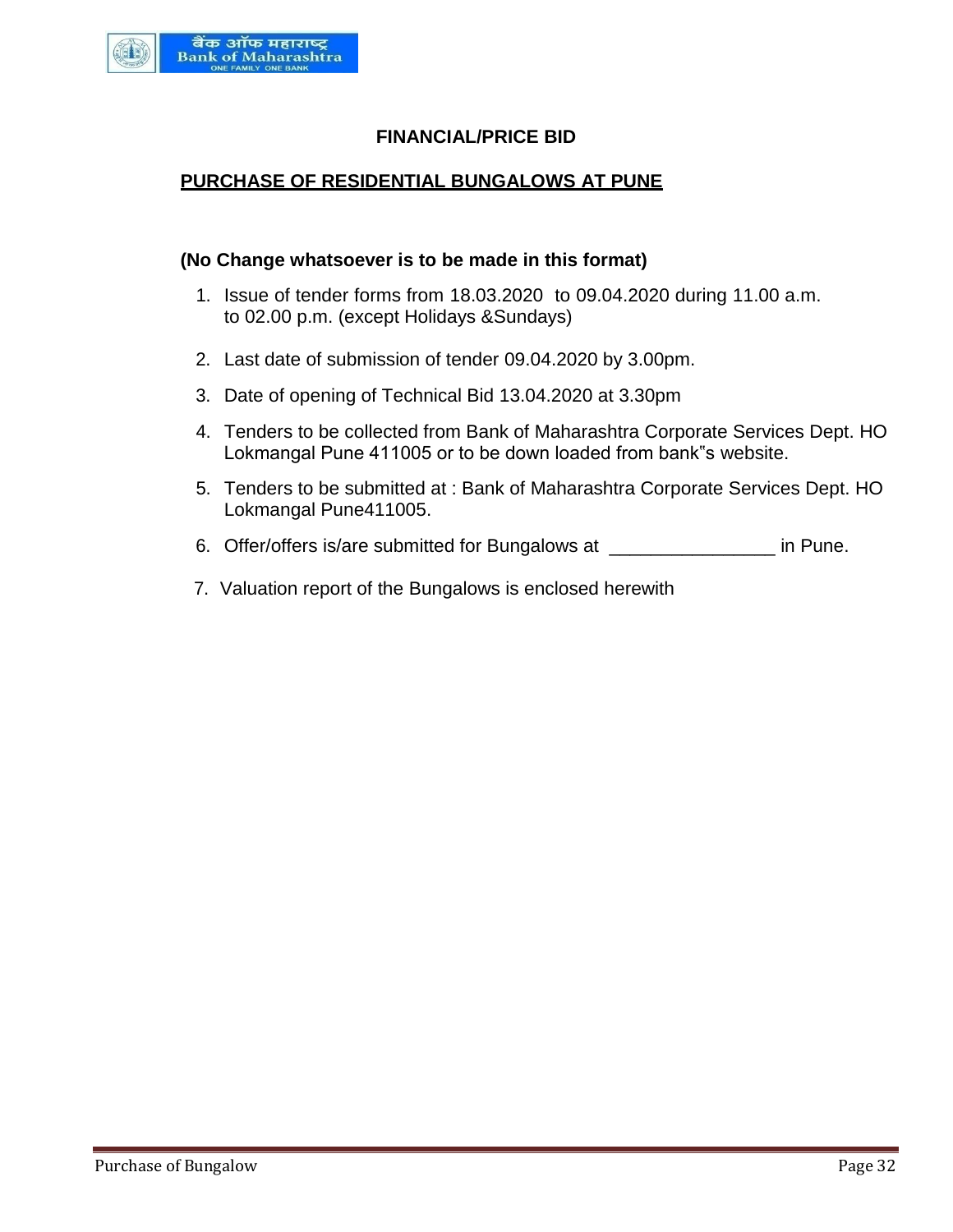## FINANCIAL/PRICE BID

## PURCHASE OF RESIDENTIAL BUNGALOWS AT PUNE

**(No Change whatsoever is to be made in this format)**

1. Issue of tender forms from 18.03.2020 to 09.04.2020 during 11.00 a.m. to 02.00 p.m. (except Holidays &Sundays)
2. Last date of submission of tender 09.04.2020 by 3.00pm.
3. Date of opening of Technical Bid 13.04.2020 at 3.30pm
4. Tenders to be collected from Bank of Maharashtra Corporate Services Dept. HO Lokmangal Pune 411005 or to be down loaded from bank"s website.
5. Tenders to be submitted at : Bank of Maharashtra Corporate Services Dept. HO Lokmangal Pune411005.
6. Offer/offers is/are submitted for Bungalows at ________________ in Pune.
7. Valuation report of the Bungalows is enclosed herewith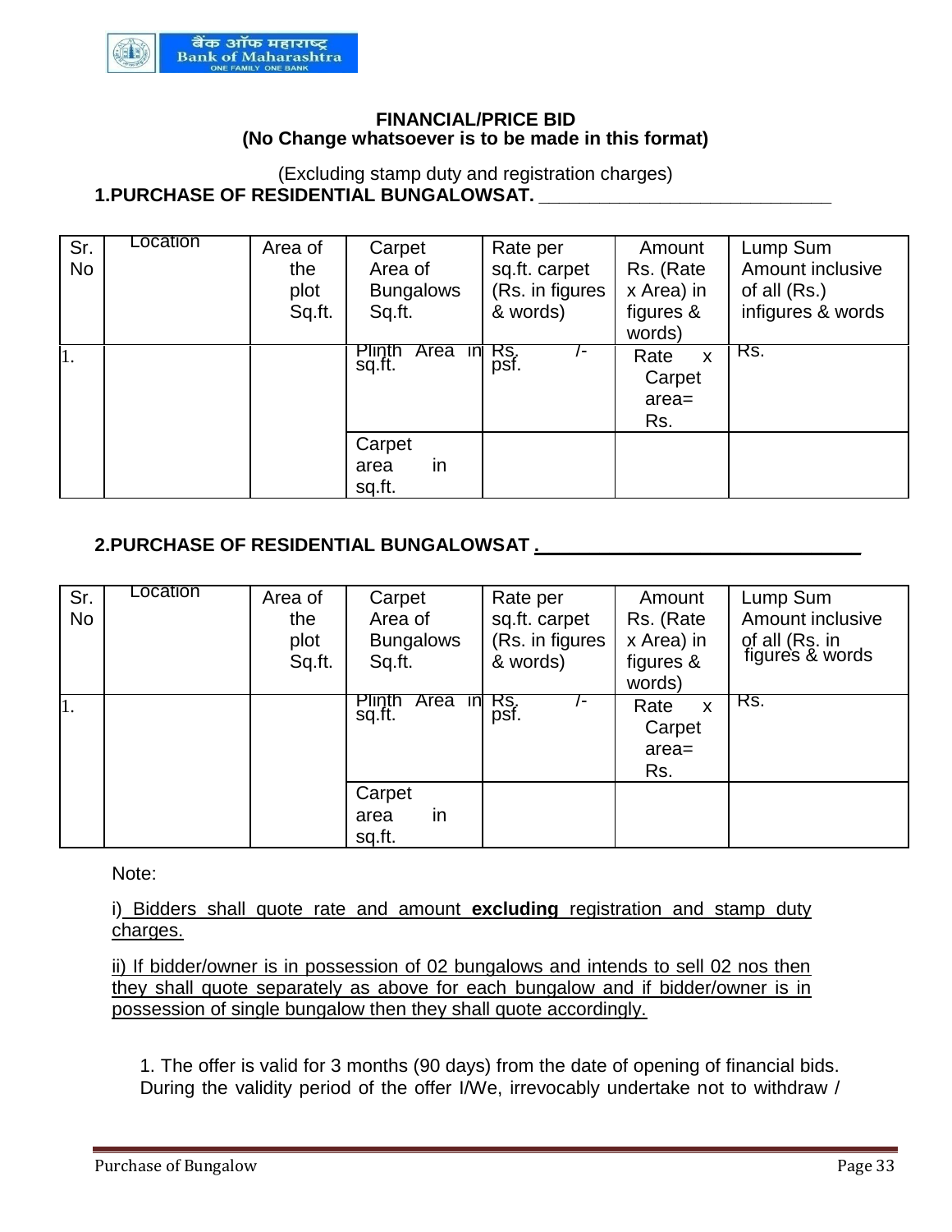# FINANCIAL/PRICE BID
## (No Change whatsoever is to be made in this format)

(Excluding stamp duty and registration charges)

**1.PURCHASE OF RESIDENTIAL BUNGALOWSAT. ____________________________**

| Sr. No | Location | Area of the plot Sq.ft. | Carpet Area of Bungalows Sq.ft. | Rate per sq.ft. carpet (Rs. in figures & words) | Amount Rs. (Rate x Area) in figures & words) | Lump Sum Amount inclusive of all (Rs.) infigures & words |
|---|---|---|---|---|---|---|
| 1. | | | Plinth Area in sq.ft. | Rs. /- psf. | Rate x Carpet area= Rs. | Rs. |
| | | | Carpet area in sq.ft. | | | |

**2.PURCHASE OF RESIDENTIAL BUNGALOWSAT . ______________________________**

| Sr. No | Location | Area of the plot Sq.ft. | Carpet Area of Bungalows Sq.ft. | Rate per sq.ft. carpet (Rs. in figures & words) | Amount Rs. (Rate x Area) in figures & words) | Lump Sum Amount inclusive of all (Rs. in figures & words |
|---|---|---|---|---|---|---|
| 1. | | | Plinth Area in sq.ft. | Rs. /- psf. | Rate x Carpet area= Rs. | Rs. |
| | | | Carpet area in sq.ft. | | | |

Note:

i) Bidders shall quote rate and amount **excluding** registration and stamp duty charges.

ii) If bidder/owner is in possession of 02 bungalows and intends to sell 02 nos then they shall quote separately as above for each bungalow and if bidder/owner is in possession of single bungalow then they shall quote accordingly.

1. The offer is valid for 3 months (90 days) from the date of opening of financial bids. During the validity period of the offer I/We, irrevocably undertake not to withdraw /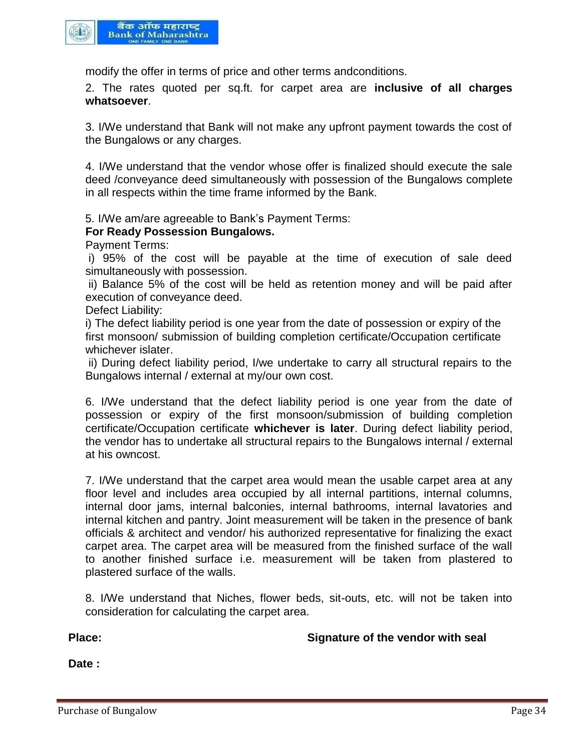modify the offer in terms of price and other terms andconditions.

2. The rates quoted per sq.ft. for carpet area are **inclusive of all charges whatsoever**.

3. I/We understand that Bank will not make any upfront payment towards the cost of the Bungalows or any charges.

4. I/We understand that the vendor whose offer is finalized should execute the sale deed /conveyance deed simultaneously with possession of the Bungalows complete in all respects within the time frame informed by the Bank.

5. I/We am/are agreeable to Bank's Payment Terms:

**For Ready Possession Bungalows.**

Payment Terms:

i) 95% of the cost will be payable at the time of execution of sale deed simultaneously with possession.

ii) Balance 5% of the cost will be held as retention money and will be paid after execution of conveyance deed.

Defect Liability:

i) The defect liability period is one year from the date of possession or expiry of the first monsoon/ submission of building completion certificate/Occupation certificate whichever islater.

ii) During defect liability period, I/we undertake to carry all structural repairs to the Bungalows internal / external at my/our own cost.

6. I/We understand that the defect liability period is one year from the date of possession or expiry of the first monsoon/submission of building completion certificate/Occupation certificate **whichever is later**. During defect liability period, the vendor has to undertake all structural repairs to the Bungalows internal / external at his owncost.

7. I/We understand that the carpet area would mean the usable carpet area at any floor level and includes area occupied by all internal partitions, internal columns, internal door jams, internal balconies, internal bathrooms, internal lavatories and internal kitchen and pantry. Joint measurement will be taken in the presence of bank officials & architect and vendor/ his authorized representative for finalizing the exact carpet area. The carpet area will be measured from the finished surface of the wall to another finished surface i.e. measurement will be taken from plastered to plastered surface of the walls.

8. I/We understand that Niches, flower beds, sit-outs, etc. will not be taken into consideration for calculating the carpet area.

**Place:** **Signature of the vendor with seal**

**Date :**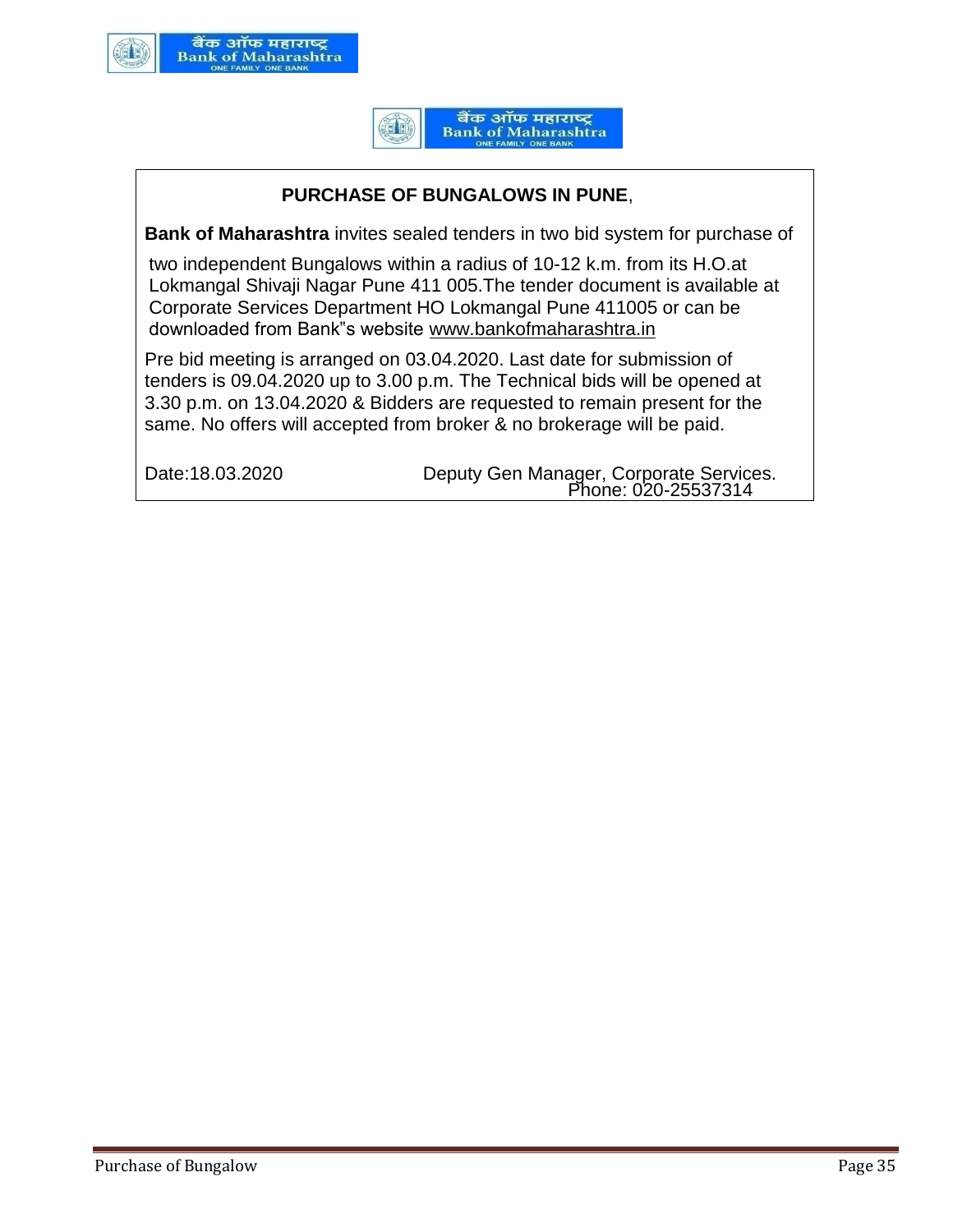## PURCHASE OF BUNGALOWS IN PUNE,

**Bank of Maharashtra** invites sealed tenders in two bid system for purchase of two independent Bungalows within a radius of 10-12 k.m. from its H.O.at Lokmangal Shivaji Nagar Pune 411 005.The tender document is available at Corporate Services Department HO Lokmangal Pune 411005 or can be downloaded from Bank"s website www.bankofmaharashtra.in

Pre bid meeting is arranged on 03.04.2020. Last date for submission of tenders is 09.04.2020 up to 3.00 p.m. The Technical bids will be opened at 3.30 p.m. on 13.04.2020 & Bidders are requested to remain present for the same. No offers will accepted from broker & no brokerage will be paid.

Date:18.03.2020

Deputy Gen Manager, Corporate Services.
Phone: 020-25537314